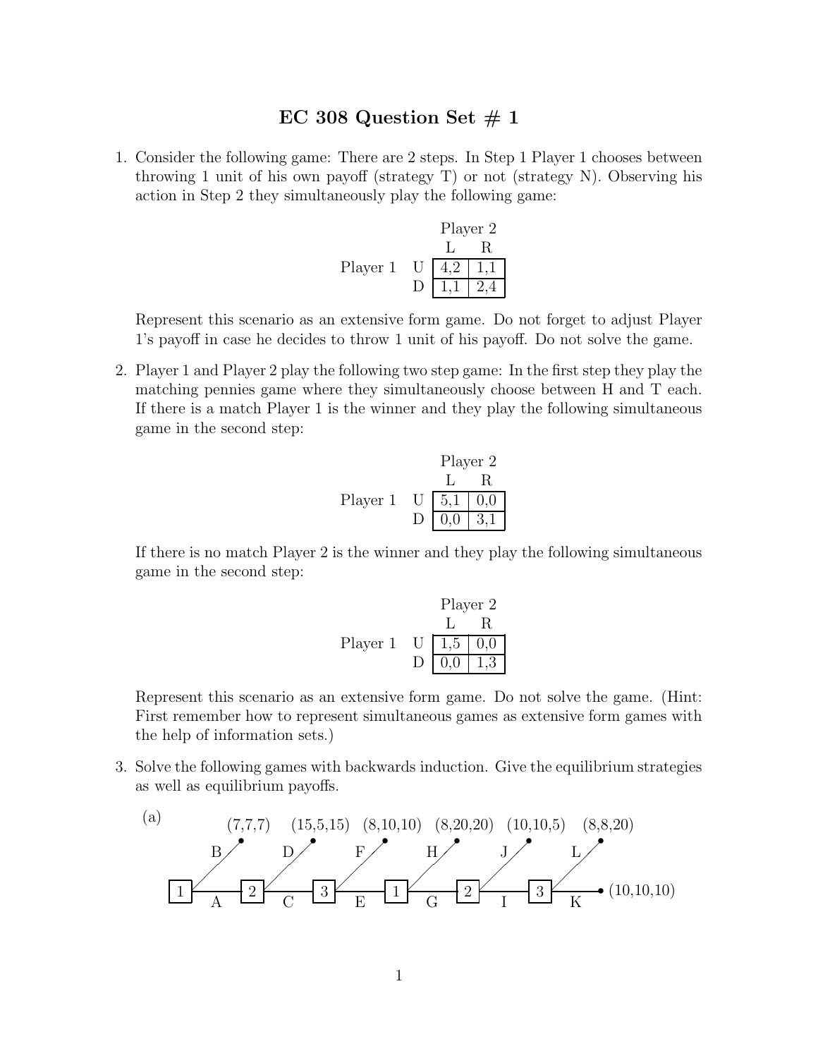# EC 308 Question Set # 1

1. Consider the following game: There are 2 steps. In Step 1 Player 1 chooses between throwing 1 unit of his own payoff (strategy T) or not (strategy N). Observing his action in Step 2 they simultaneously play the following game:

| | | Player 2 | |
|---|---|---|---|
| | | L | R |
| Player 1 | U | 4,2 | 1,1 |
| | D | 1,1 | 2,4 |

   Represent this scenario as an extensive form game. Do not forget to adjust Player 1's payoff in case he decides to throw 1 unit of his payoff. Do not solve the game.

2. Player 1 and Player 2 play the following two step game: In the first step they play the matching pennies game where they simultaneously choose between H and T each. If there is a match Player 1 is the winner and they play the following simultaneous game in the second step:

| | | Player 2 | |
|---|---|---|---|
| | | L | R |
| Player 1 | U | 5,1 | 0,0 |
| | D | 0,0 | 3,1 |

   If there is no match Player 2 is the winner and they play the following simultaneous game in the second step:

| | | Player 2 | |
|---|---|---|---|
| | | L | R |
| Player 1 | U | 1,5 | 0,0 |
| | D | 0,0 | 1,3 |

   Represent this scenario as an extensive form game. Do not solve the game. (Hint: First remember how to represent simultaneous games as extensive form games with the help of information sets.)

3. Solve the following games with backwards induction. Give the equilibrium strategies as well as equilibrium payoffs.

   (a)

   Decision nodes in sequence: 1 → 2 → 3 → 1 → 2 → 3

   - Player 1: A (continue) or B → (7,7,7)
   - Player 2: C (continue) or D → (15,5,15)
   - Player 3: E (continue) or F → (8,10,10)
   - Player 1: G (continue) or H → (8,20,20)
   - Player 2: I (continue) or J → (10,10,5)
   - Player 3: K → (10,10,10) or L → (8,8,20)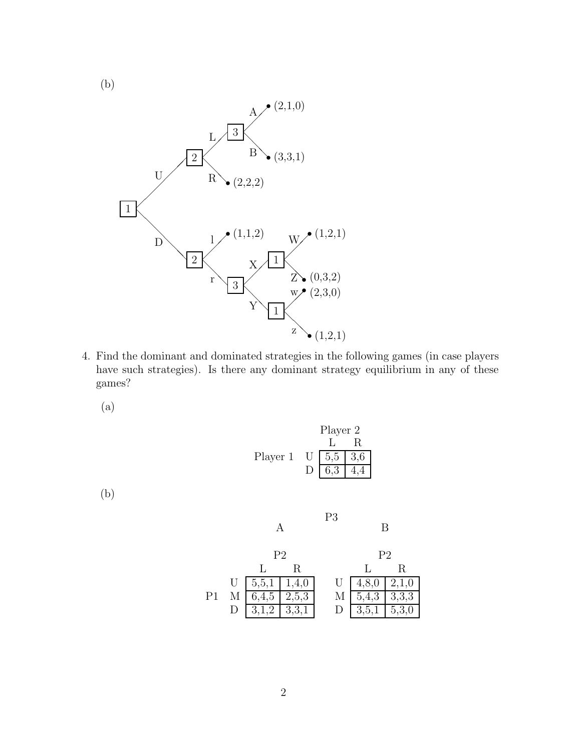(b)

4. Find the dominant and dominated strategies in the following games (in case players have such strategies). Is there any dominant strategy equilibrium in any of these games?

   (a)

| | | Player 2 | |
|---|---|---|---|
| | | L | R |
| Player 1 | U | 5,5 | 3,6 |
| | D | 6,3 | 4,4 |

   (b)

P3: A

| | | P2 | |
|---|---|---|---|
| | | L | R |
| P1 | U | 5,5,1 | 1,4,0 |
| | M | 6,4,5 | 2,5,3 |
| | D | 3,1,2 | 3,3,1 |

P3: B

| | | P2 | |
|---|---|---|---|
| | | L | R |
| P1 | U | 4,8,0 | 2,1,0 |
| | M | 5,4,3 | 3,3,3 |
| | D | 3,5,1 | 5,3,0 |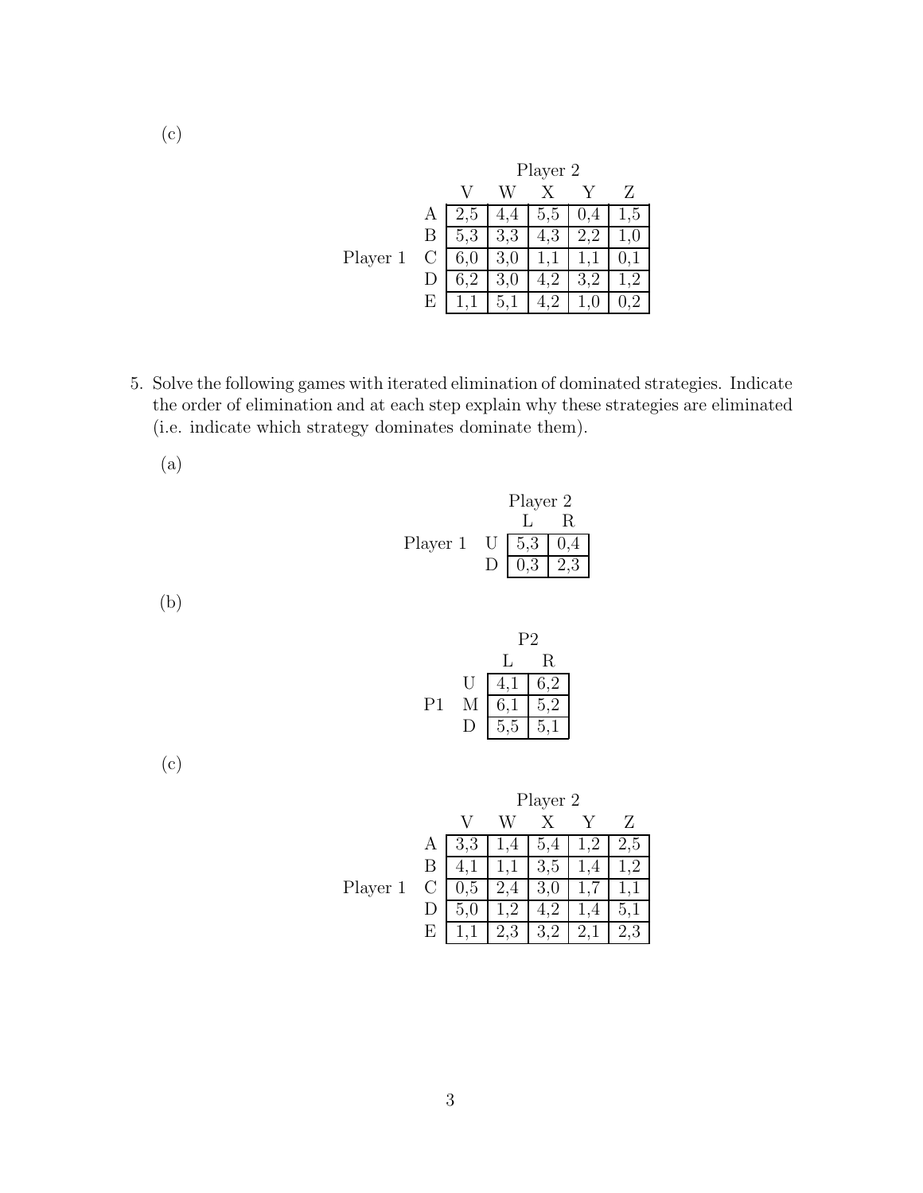(c)

| | | Player 2 | | | | |
|---|---|---|---|---|---|---|
| | | V | W | X | Y | Z |
| Player 1 | A | 2,5 | 4,4 | 5,5 | 0,4 | 1,5 |
| | B | 5,3 | 3,3 | 4,3 | 2,2 | 1,0 |
| | C | 6,0 | 3,0 | 1,1 | 1,1 | 0,1 |
| | D | 6,2 | 3,0 | 4,2 | 3,2 | 1,2 |
| | E | 1,1 | 5,1 | 4,2 | 1,0 | 0,2 |

5. Solve the following games with iterated elimination of dominated strategies. Indicate the order of elimination and at each step explain why these strategies are eliminated (i.e. indicate which strategy dominates dominate them).

   (a)

| | | Player 2 | |
|---|---|---|---|
| | | L | R |
| Player 1 | U | 5,3 | 0,4 |
| | D | 0,3 | 2,3 |

   (b)

| | | P2 | |
|---|---|---|---|
| | | L | R |
| P1 | U | 4,1 | 6,2 |
| | M | 6,1 | 5,2 |
| | D | 5,5 | 5,1 |

   (c)

| | | Player 2 | | | | |
|---|---|---|---|---|---|---|
| | | V | W | X | Y | Z |
| Player 1 | A | 3,3 | 1,4 | 5,4 | 1,2 | 2,5 |
| | B | 4,1 | 1,1 | 3,5 | 1,4 | 1,2 |
| | C | 0,5 | 2,4 | 3,0 | 1,7 | 1,1 |
| | D | 5,0 | 1,2 | 4,2 | 1,4 | 5,1 |
| | E | 1,1 | 2,3 | 3,2 | 2,1 | 2,3 |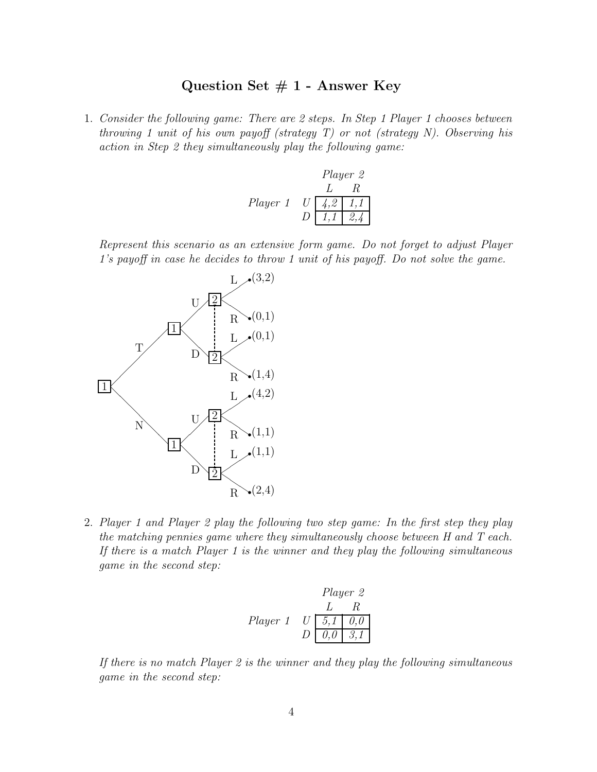# Question Set # 1 - Answer Key

1. *Consider the following game: There are 2 steps. In Step 1 Player 1 chooses between throwing 1 unit of his own payoff (strategy T) or not (strategy N). Observing his action in Step 2 they simultaneously play the following game:*

| | | Player 2 | |
|---|---|---|---|
| | | L | R |
| Player 1 | U | 4,2 | 1,1 |
| | D | 1,1 | 2,4 |

*Represent this scenario as an extensive form game. Do not forget to adjust Player 1's payoff in case he decides to throw 1 unit of his payoff. Do not solve the game.*

2. *Player 1 and Player 2 play the following two step game: In the first step they play the matching pennies game where they simultaneously choose between H and T each. If there is a match Player 1 is the winner and they play the following simultaneous game in the second step:*

| | | Player 2 | |
|---|---|---|---|
| | | L | R |
| Player 1 | U | 5,1 | 0,0 |
| | D | 0,0 | 3,1 |

*If there is no match Player 2 is the winner and they play the following simultaneous game in the second step:*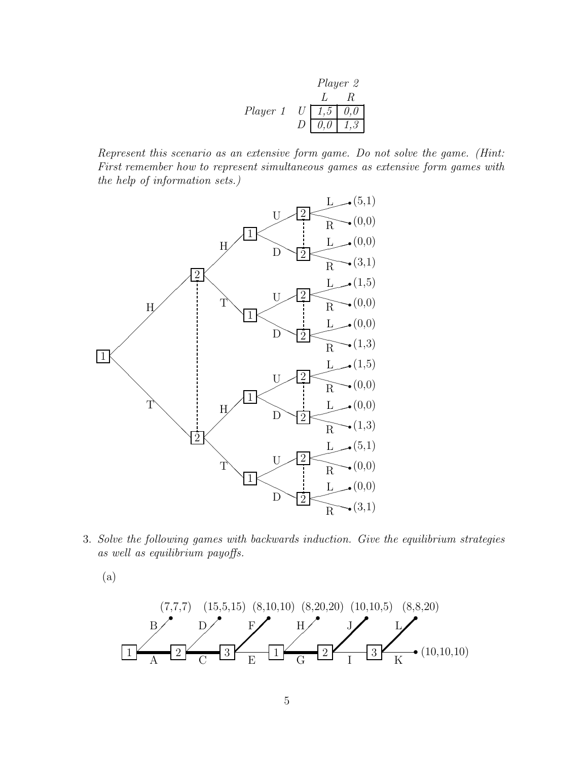|  |  | *Player 2* |  |
|---|---|---|---|
|  |  | *L* | *R* |
| *Player 1* | *U* | *1,5* | *0,0* |
|  | *D* | *0,0* | *1,3* |

*Represent this scenario as an extensive form game. Do not solve the game. (Hint: First remember how to represent simultaneous games as extensive form games with the help of information sets.)*

3. *Solve the following games with backwards induction. Give the equilibrium strategies as well as equilibrium payoffs.*

   (a)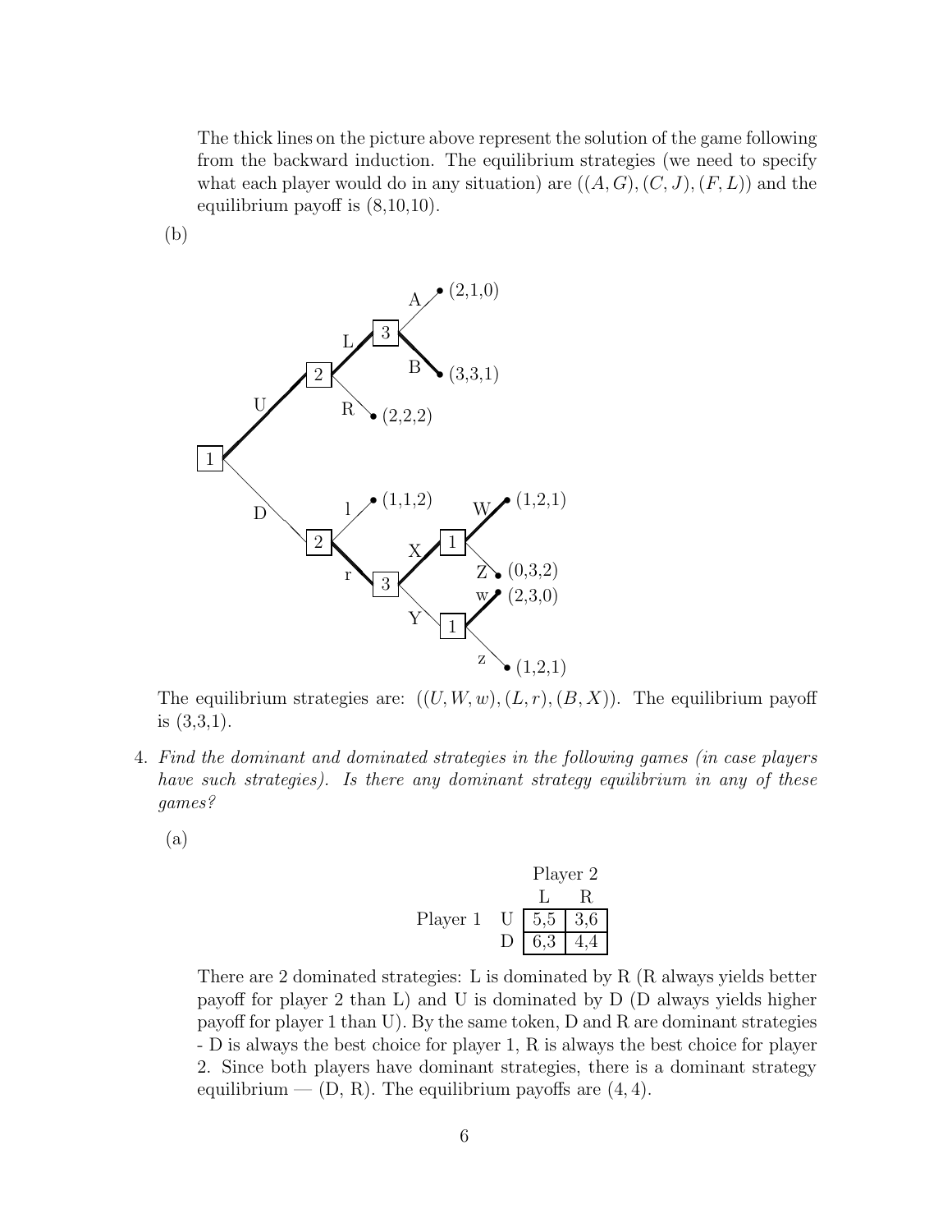The thick lines on the picture above represent the solution of the game following from the backward induction. The equilibrium strategies (we need to specify what each player would do in any situation) are $((A, G), (C, J), (F, L))$ and the equilibrium payoff is (8,10,10).

(b)

The equilibrium strategies are: $((U, W, w), (L, r), (B, X))$. The equilibrium payoff is (3,3,1).

4. *Find the dominant and dominated strategies in the following games (in case players have such strategies). Is there any dominant strategy equilibrium in any of these games?*

(a)

| | | Player 2 | |
|---|---|---|---|
| | | L | R |
| Player 1 | U | 5,5 | 3,6 |
| | D | 6,3 | 4,4 |

There are 2 dominated strategies: L is dominated by R (R always yields better payoff for player 2 than L) and U is dominated by D (D always yields higher payoff for player 1 than U). By the same token, D and R are dominant strategies - D is always the best choice for player 1, R is always the best choice for player 2. Since both players have dominant strategies, there is a dominant strategy equilibrium — (D, R). The equilibrium payoffs are $(4, 4)$.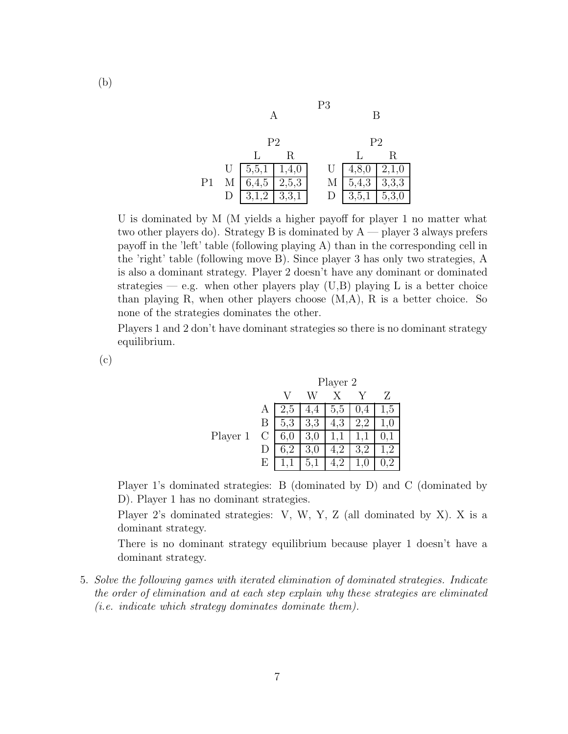(b)

P3

A

| | | P2 | |
|---|---|---|---|
| | | L | R |
| P1 | U | 5,5,1 | 1,4,0 |
| | M | 6,4,5 | 2,5,3 |
| | D | 3,1,2 | 3,3,1 |

B

| | | P2 | |
|---|---|---|---|
| | | L | R |
| P1 | U | 4,8,0 | 2,1,0 |
| | M | 5,4,3 | 3,3,3 |
| | D | 3,5,1 | 5,3,0 |

U is dominated by M (M yields a higher payoff for player 1 no matter what two other players do). Strategy B is dominated by A — player 3 always prefers payoff in the 'left' table (following playing A) than in the corresponding cell in the 'right' table (following move B). Since player 3 has only two strategies, A is also a dominant strategy. Player 2 doesn't have any dominant or dominated strategies — e.g. when other players play (U,B) playing L is a better choice than playing R, when other players choose (M,A), R is a better choice. So none of the strategies dominates the other.

Players 1 and 2 don't have dominant strategies so there is no dominant strategy equilibrium.

(c)

| | | Player 2 | | | | |
|---|---|---|---|---|---|---|
| | | V | W | X | Y | Z |
| Player 1 | A | 2,5 | 4,4 | 5,5 | 0,4 | 1,5 |
| | B | 5,3 | 3,3 | 4,3 | 2,2 | 1,0 |
| | C | 6,0 | 3,0 | 1,1 | 1,1 | 0,1 |
| | D | 6,2 | 3,0 | 4,2 | 3,2 | 1,2 |
| | E | 1,1 | 5,1 | 4,2 | 1,0 | 0,2 |

Player 1's dominated strategies: B (dominated by D) and C (dominated by D). Player 1 has no dominant strategies.

Player 2's dominated strategies: V, W, Y, Z (all dominated by X). X is a dominant strategy.

There is no dominant strategy equilibrium because player 1 doesn't have a dominant strategy.

5. *Solve the following games with iterated elimination of dominated strategies. Indicate the order of elimination and at each step explain why these strategies are eliminated (i.e. indicate which strategy dominates dominate them).*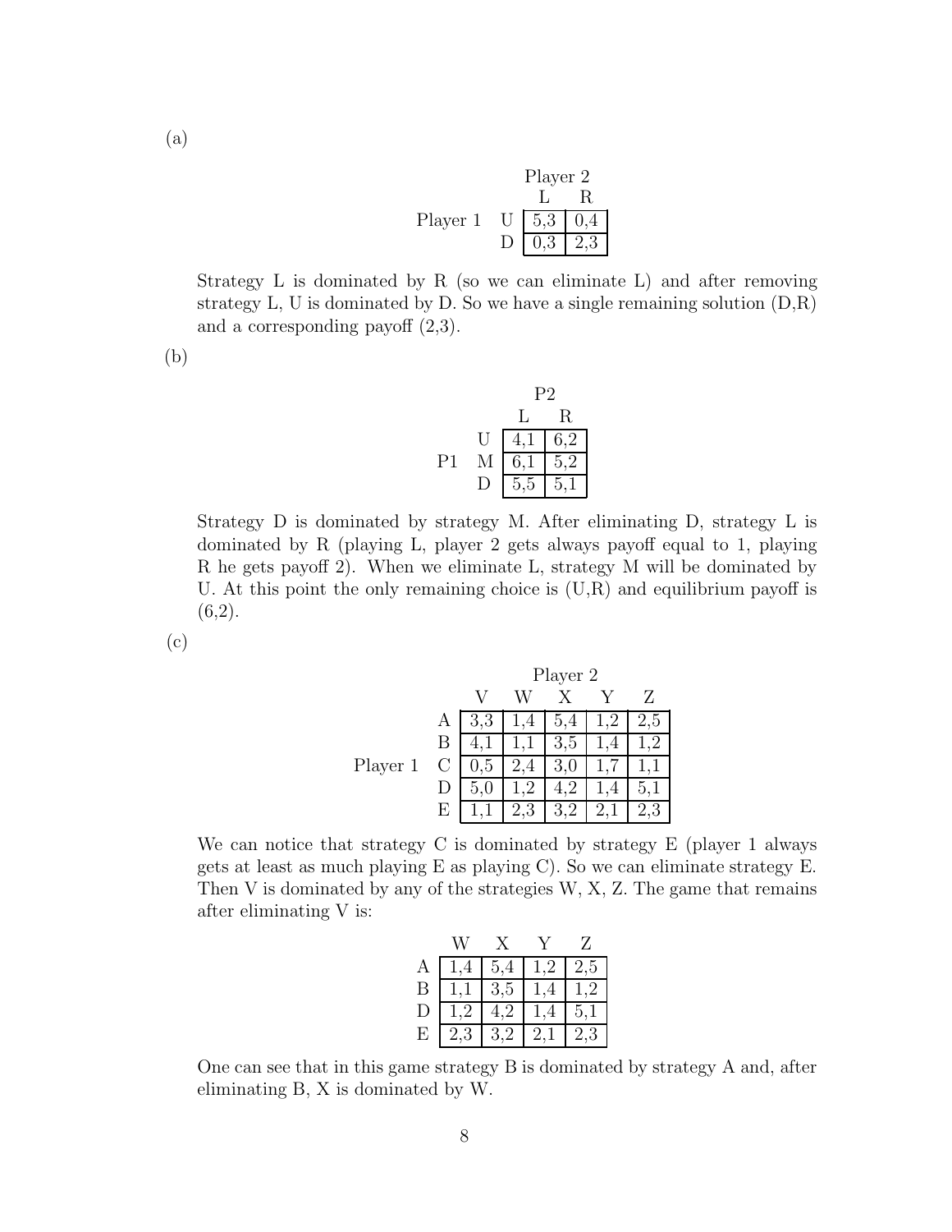(a)

| | | Player 2 | |
|---|---|---|---|
| | | L | R |
| Player 1 | U | 5,3 | 0,4 |
| | D | 0,3 | 2,3 |

Strategy L is dominated by R (so we can eliminate L) and after removing strategy L, U is dominated by D. So we have a single remaining solution (D,R) and a corresponding payoff (2,3).

(b)

| | | P2 | |
|---|---|---|---|
| | | L | R |
| | U | 4,1 | 6,2 |
| P1 | M | 6,1 | 5,2 |
| | D | 5,5 | 5,1 |

Strategy D is dominated by strategy M. After eliminating D, strategy L is dominated by R (playing L, player 2 gets always payoff equal to 1, playing R he gets payoff 2). When we eliminate L, strategy M will be dominated by U. At this point the only remaining choice is (U,R) and equilibrium payoff is (6,2).

(c)

| | | Player 2 | | | | |
|---|---|---|---|---|---|---|
| | | V | W | X | Y | Z |
| | A | 3,3 | 1,4 | 5,4 | 1,2 | 2,5 |
| | B | 4,1 | 1,1 | 3,5 | 1,4 | 1,2 |
| Player 1 | C | 0,5 | 2,4 | 3,0 | 1,7 | 1,1 |
| | D | 5,0 | 1,2 | 4,2 | 1,4 | 5,1 |
| | E | 1,1 | 2,3 | 3,2 | 2,1 | 2,3 |

We can notice that strategy C is dominated by strategy E (player 1 always gets at least as much playing E as playing C). So we can eliminate strategy E. Then V is dominated by any of the strategies W, X, Z. The game that remains after eliminating V is:

| | W | X | Y | Z |
|---|---|---|---|---|
| A | 1,4 | 5,4 | 1,2 | 2,5 |
| B | 1,1 | 3,5 | 1,4 | 1,2 |
| D | 1,2 | 4,2 | 1,4 | 5,1 |
| E | 2,3 | 3,2 | 2,1 | 2,3 |

One can see that in this game strategy B is dominated by strategy A and, after eliminating B, X is dominated by W.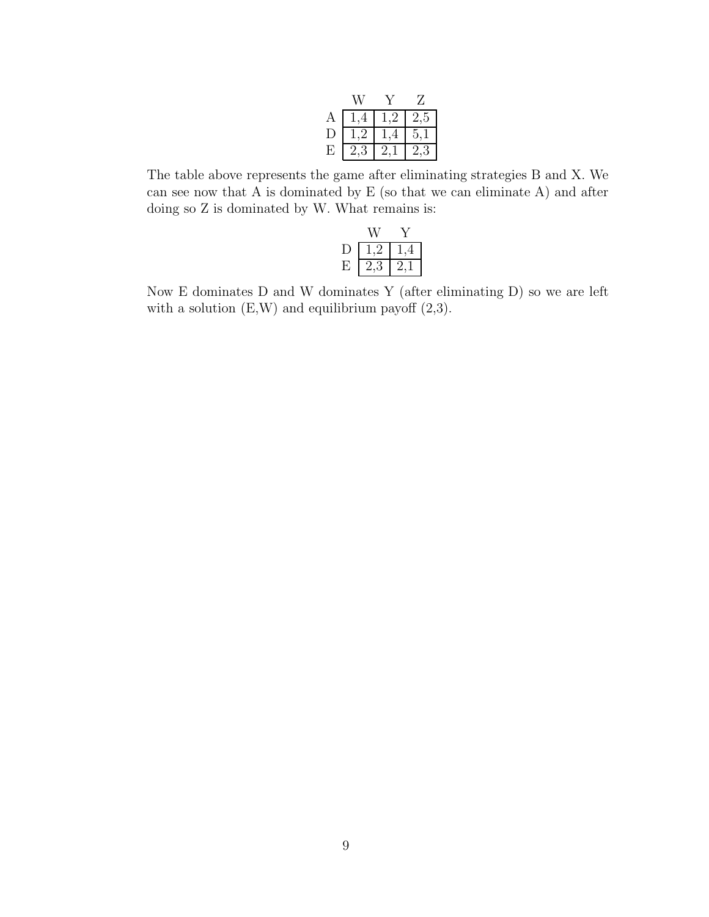|   | W | Y | Z |
|---|---|---|---|
| A | 1,4 | 1,2 | 2,5 |
| D | 1,2 | 1,4 | 5,1 |
| E | 2,3 | 2,1 | 2,3 |

The table above represents the game after eliminating strategies B and X. We can see now that A is dominated by E (so that we can eliminate A) and after doing so Z is dominated by W. What remains is:

|   | W | Y |
|---|---|---|
| D | 1,2 | 1,4 |
| E | 2,3 | 2,1 |

Now E dominates D and W dominates Y (after eliminating D) so we are left with a solution (E,W) and equilibrium payoff (2,3).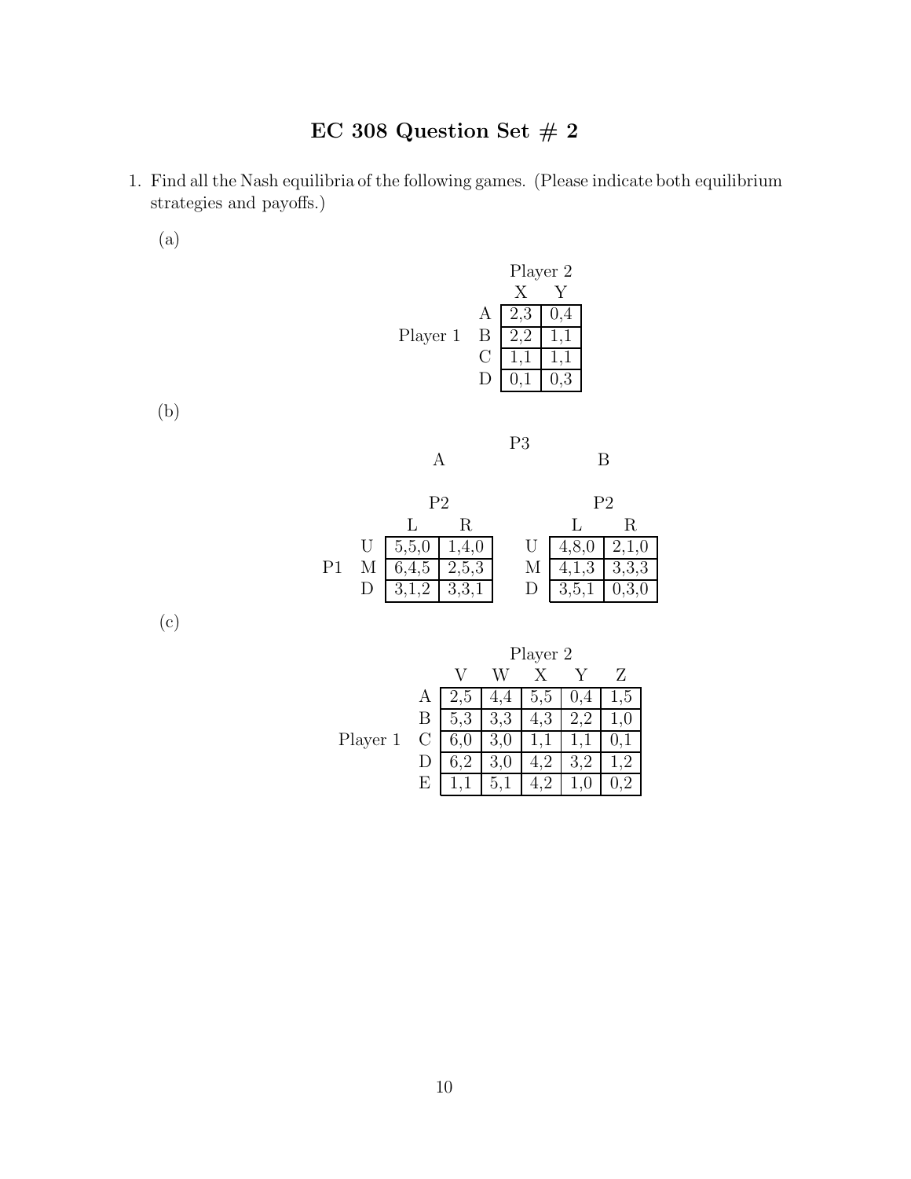# EC 308 Question Set # 2

1. Find all the Nash equilibria of the following games. (Please indicate both equilibrium strategies and payoffs.)

   (a)

   | | | Player 2 | |
   |---|---|---|---|
   | | | X | Y |
   | Player 1 | A | 2,3 | 0,4 |
   | | B | 2,2 | 1,1 |
   | | C | 1,1 | 1,1 |
   | | D | 0,1 | 0,3 |

   (b)

   P3: A

   | | | P2 | |
   |---|---|---|---|
   | | | L | R |
   | P1 | U | 5,5,0 | 1,4,0 |
   | | M | 6,4,5 | 2,5,3 |
   | | D | 3,1,2 | 3,3,1 |

   P3: B

   | | | P2 | |
   |---|---|---|---|
   | | | L | R |
   | P1 | U | 4,8,0 | 2,1,0 |
   | | M | 4,1,3 | 3,3,3 |
   | | D | 3,5,1 | 0,3,0 |

   (c)

   | | | Player 2 | | | | |
   |---|---|---|---|---|---|---|
   | | | V | W | X | Y | Z |
   | Player 1 | A | 2,5 | 4,4 | 5,5 | 0,4 | 1,5 |
   | | B | 5,3 | 3,3 | 4,3 | 2,2 | 1,0 |
   | | C | 6,0 | 3,0 | 1,1 | 1,1 | 0,1 |
   | | D | 6,2 | 3,0 | 4,2 | 3,2 | 1,2 |
   | | E | 1,1 | 5,1 | 4,2 | 1,0 | 0,2 |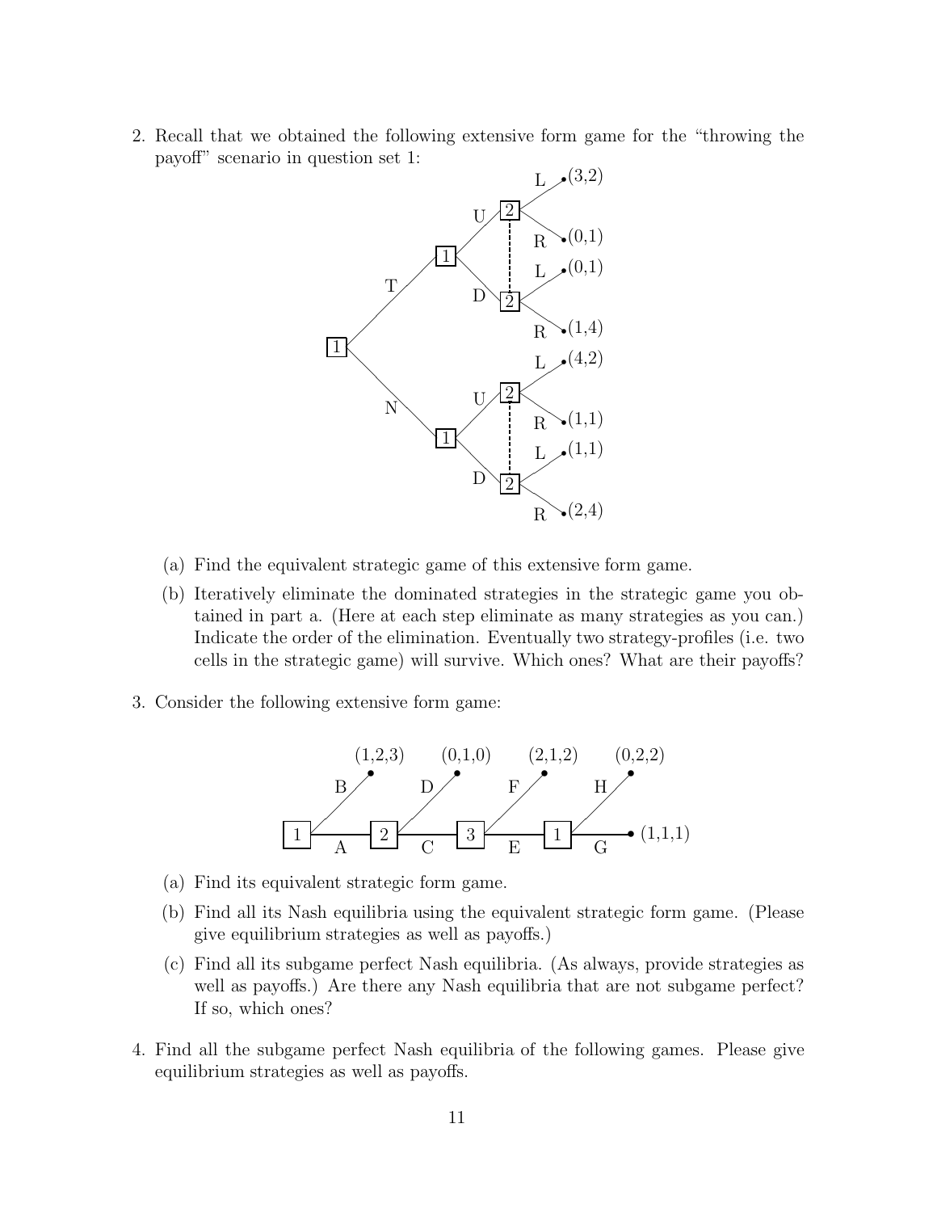2. Recall that we obtained the following extensive form game for the "throwing the payoff" scenario in question set 1:

   (a) Find the equivalent strategic game of this extensive form game.

   (b) Iteratively eliminate the dominated strategies in the strategic game you obtained in part a. (Here at each step eliminate as many strategies as you can.) Indicate the order of the elimination. Eventually two strategy-profiles (i.e. two cells in the strategic game) will survive. Which ones? What are their payoffs?

3. Consider the following extensive form game:

   (a) Find its equivalent strategic form game.

   (b) Find all its Nash equilibria using the equivalent strategic form game. (Please give equilibrium strategies as well as payoffs.)

   (c) Find all its subgame perfect Nash equilibria. (As always, provide strategies as well as payoffs.) Are there any Nash equilibria that are not subgame perfect? If so, which ones?

4. Find all the subgame perfect Nash equilibria of the following games. Please give equilibrium strategies as well as payoffs.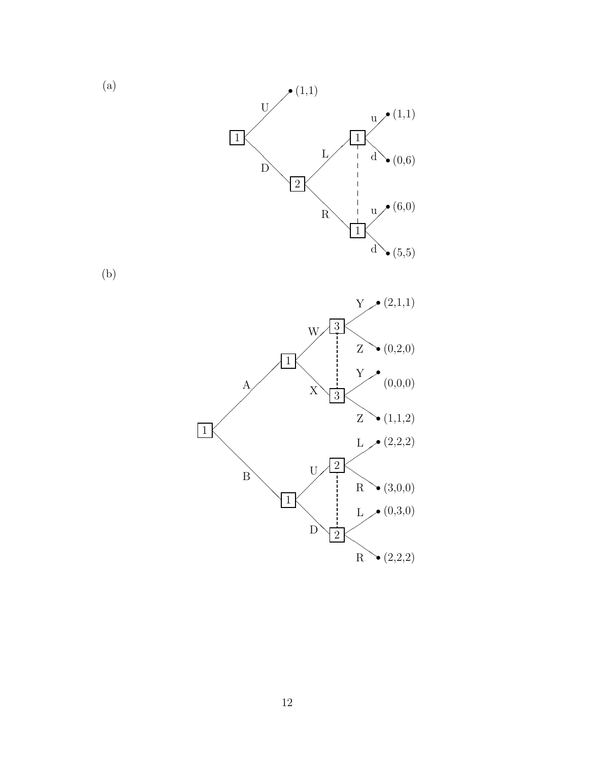(a)

(b)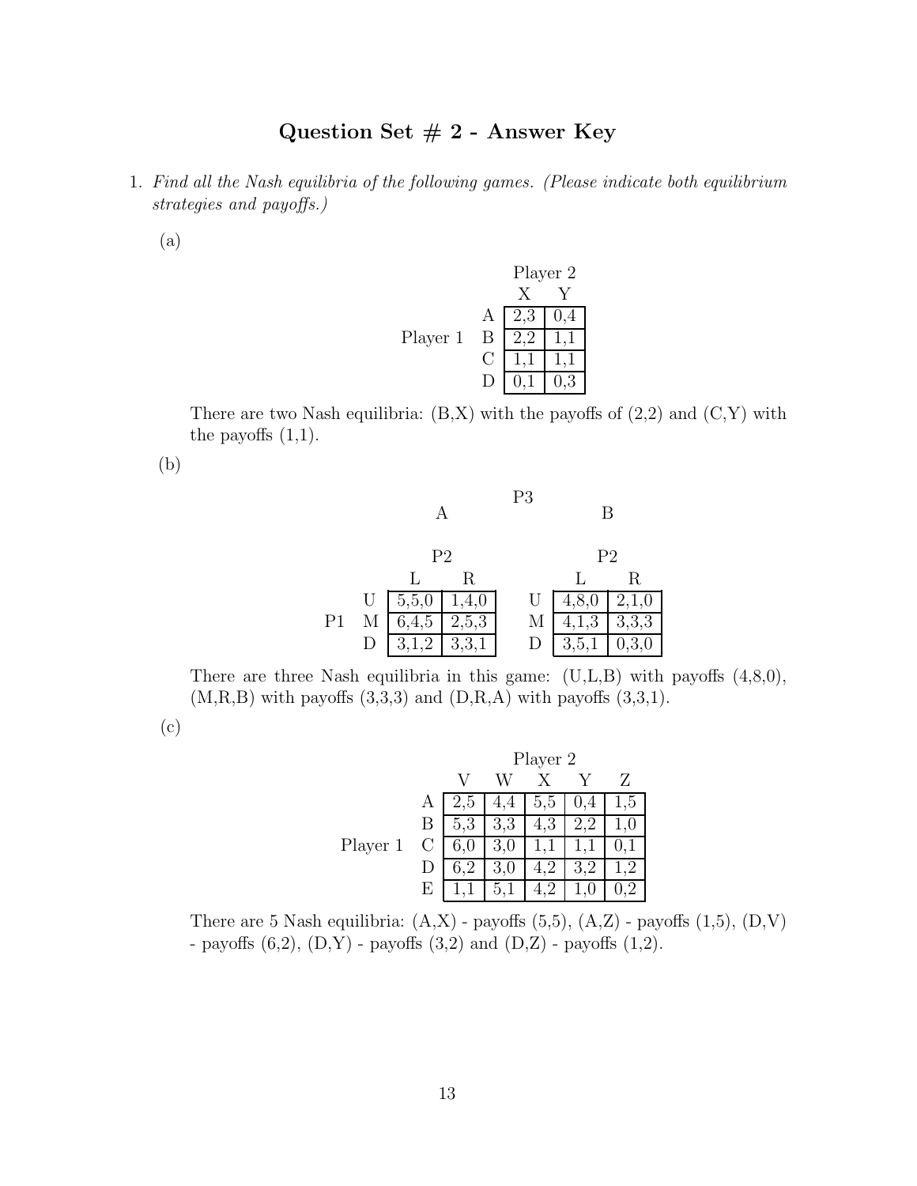# Question Set # 2 - Answer Key

1. *Find all the Nash equilibria of the following games. (Please indicate both equilibrium strategies and payoffs.)*

   (a)

   | | | Player 2 | |
   |---|---|---|---|
   | | | X | Y |
   | Player 1 | A | 2,3 | 0,4 |
   | | B | 2,2 | 1,1 |
   | | C | 1,1 | 1,1 |
   | | D | 0,1 | 0,3 |

   There are two Nash equilibria: (B,X) with the payoffs of (2,2) and (C,Y) with the payoffs (1,1).

   (b)

   P3: A

   | | | P2 | |
   |---|---|---|---|
   | | | L | R |
   | P1 | U | 5,5,0 | 1,4,0 |
   | | M | 6,4,5 | 2,5,3 |
   | | D | 3,1,2 | 3,3,1 |

   P3: B

   | | | P2 | |
   |---|---|---|---|
   | | | L | R |
   | P1 | U | 4,8,0 | 2,1,0 |
   | | M | 4,1,3 | 3,3,3 |
   | | D | 3,5,1 | 0,3,0 |

   There are three Nash equilibria in this game: (U,L,B) with payoffs (4,8,0), (M,R,B) with payoffs (3,3,3) and (D,R,A) with payoffs (3,3,1).

   (c)

   | | | Player 2 | | | | |
   |---|---|---|---|---|---|---|
   | | | V | W | X | Y | Z |
   | Player 1 | A | 2,5 | 4,4 | 5,5 | 0,4 | 1,5 |
   | | B | 5,3 | 3,3 | 4,3 | 2,2 | 1,0 |
   | | C | 6,0 | 3,0 | 1,1 | 1,1 | 0,1 |
   | | D | 6,2 | 3,0 | 4,2 | 3,2 | 1,2 |
   | | E | 1,1 | 5,1 | 4,2 | 1,0 | 0,2 |

   There are 5 Nash equilibria: (A,X) - payoffs (5,5), (A,Z) - payoffs (1,5), (D,V) - payoffs (6,2), (D,Y) - payoffs (3,2) and (D,Z) - payoffs (1,2).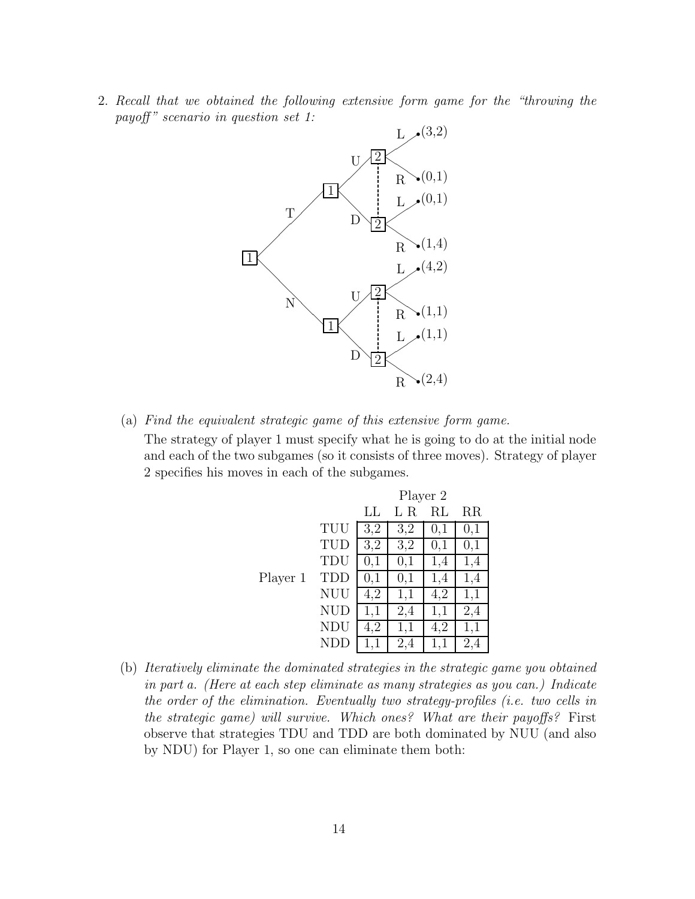2. *Recall that we obtained the following extensive form game for the "throwing the payoff" scenario in question set 1:*

(a) *Find the equivalent strategic game of this extensive form game.*

The strategy of player 1 must specify what he is going to do at the initial node and each of the two subgames (so it consists of three moves). Strategy of player 2 specifies his moves in each of the subgames.

| | | Player 2 | | | |
|---|---|---|---|---|---|
| | | LL | L R | RL | RR |
| Player 1 | TUU | 3,2 | 3,2 | 0,1 | 0,1 |
| | TUD | 3,2 | 3,2 | 0,1 | 0,1 |
| | TDU | 0,1 | 0,1 | 1,4 | 1,4 |
| | TDD | 0,1 | 0,1 | 1,4 | 1,4 |
| | NUU | 4,2 | 1,1 | 4,2 | 1,1 |
| | NUD | 1,1 | 2,4 | 1,1 | 2,4 |
| | NDU | 4,2 | 1,1 | 4,2 | 1,1 |
| | NDD | 1,1 | 2,4 | 1,1 | 2,4 |

(b) *Iteratively eliminate the dominated strategies in the strategic game you obtained in part a. (Here at each step eliminate as many strategies as you can.) Indicate the order of the elimination. Eventually two strategy-profiles (i.e. two cells in the strategic game) will survive. Which ones? What are their payoffs?* First observe that strategies TDU and TDD are both dominated by NUU (and also by NDU) for Player 1, so one can eliminate them both: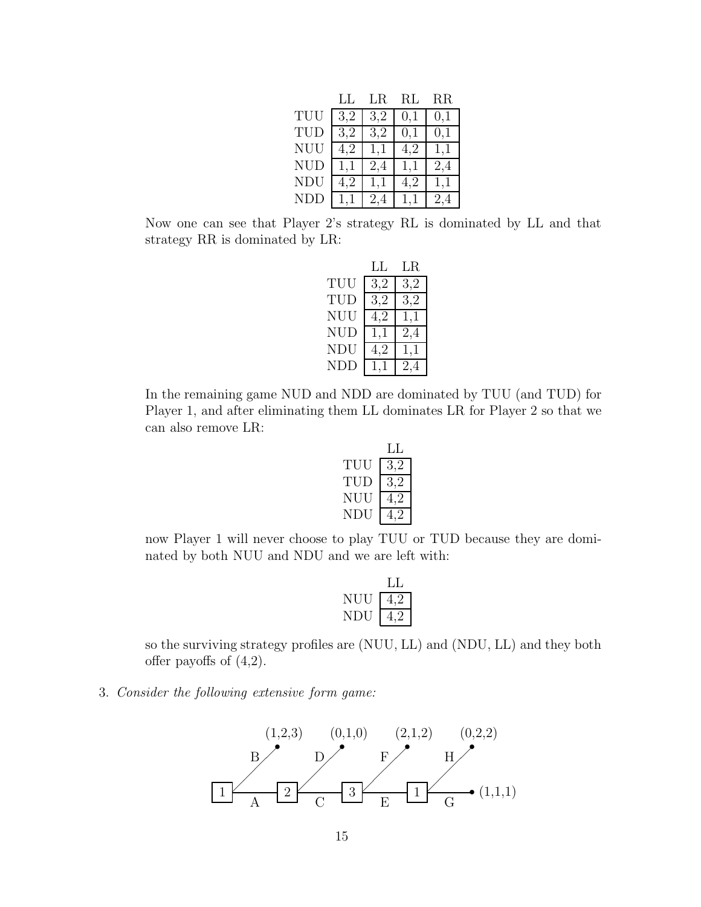|  | LL | LR | RL | RR |
|---|---|---|---|---|
| TUU | 3,2 | 3,2 | 0,1 | 0,1 |
| TUD | 3,2 | 3,2 | 0,1 | 0,1 |
| NUU | 4,2 | 1,1 | 4,2 | 1,1 |
| NUD | 1,1 | 2,4 | 1,1 | 2,4 |
| NDU | 4,2 | 1,1 | 4,2 | 1,1 |
| NDD | 1,1 | 2,4 | 1,1 | 2,4 |

Now one can see that Player 2's strategy RL is dominated by LL and that strategy RR is dominated by LR:

|  | LL | LR |
|---|---|---|
| TUU | 3,2 | 3,2 |
| TUD | 3,2 | 3,2 |
| NUU | 4,2 | 1,1 |
| NUD | 1,1 | 2,4 |
| NDU | 4,2 | 1,1 |
| NDD | 1,1 | 2,4 |

In the remaining game NUD and NDD are dominated by TUU (and TUD) for Player 1, and after eliminating them LL dominates LR for Player 2 so that we can also remove LR:

|  | LL |
|---|---|
| TUU | 3,2 |
| TUD | 3,2 |
| NUU | 4,2 |
| NDU | 4,2 |

now Player 1 will never choose to play TUU or TUD because they are dominated by both NUU and NDU and we are left with:

|  | LL |
|---|---|
| NUU | 4,2 |
| NDU | 4,2 |

so the surviving strategy profiles are (NUU, LL) and (NDU, LL) and they both offer payoffs of (4,2).

3. *Consider the following extensive form game:*

```
      (1,2,3)      (0,1,0)      (2,1,2)      (0,2,2)
     B /          D /          F /          H /
      /            /            /            /
[1]------[2]-----------[3]-----------[1]----------• (1,1,1)
     A            C            E            G
```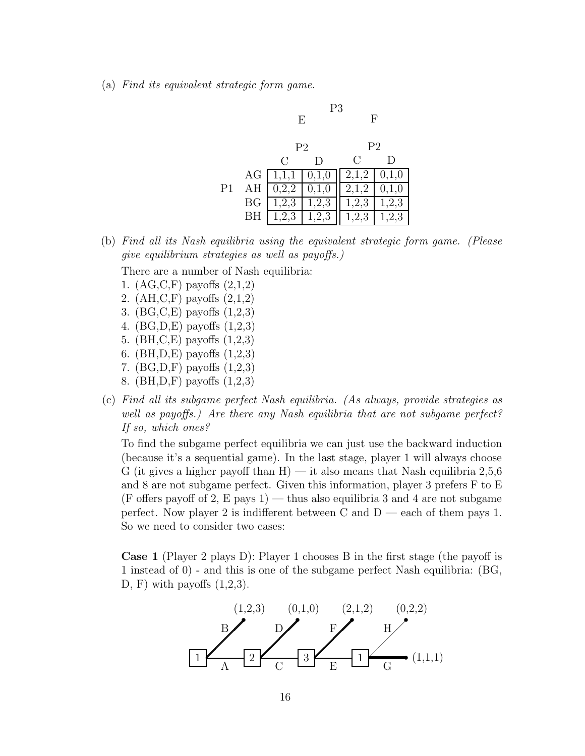(a) *Find its equivalent strategic form game.*

| | | P3: E | | P3: F | |
|---|---|---|---|---|---|
| | | P2: C | P2: D | P2: C | P2: D |
| P1 | AG | 1,1,1 | 0,1,0 | 2,1,2 | 0,1,0 |
| | AH | 0,2,2 | 0,1,0 | 2,1,2 | 0,1,0 |
| | BG | 1,2,3 | 1,2,3 | 1,2,3 | 1,2,3 |
| | BH | 1,2,3 | 1,2,3 | 1,2,3 | 1,2,3 |

(b) *Find all its Nash equilibria using the equivalent strategic form game. (Please give equilibrium strategies as well as payoffs.)*

There are a number of Nash equilibria:

1. (AG,C,F) payoffs (2,1,2)
2. (AH,C,F) payoffs (2,1,2)
3. (BG,C,E) payoffs (1,2,3)
4. (BG,D,E) payoffs (1,2,3)
5. (BH,C,E) payoffs (1,2,3)
6. (BH,D,E) payoffs (1,2,3)
7. (BG,D,F) payoffs (1,2,3)
8. (BH,D,F) payoffs (1,2,3)

(c) *Find all its subgame perfect Nash equilibria. (As always, provide strategies as well as payoffs.) Are there any Nash equilibria that are not subgame perfect? If so, which ones?*

To find the subgame perfect equilibria we can just use the backward induction (because it's a sequential game). In the last stage, player 1 will always choose G (it gives a higher payoff than H) — it also means that Nash equilibria 2,5,6 and 8 are not subgame perfect. Given this information, player 3 prefers F to E (F offers payoff of 2, E pays 1) — thus also equilibria 3 and 4 are not subgame perfect. Now player 2 is indifferent between C and D — each of them pays 1. So we need to consider two cases:

**Case 1** (Player 2 plays D): Player 1 chooses B in the first stage (the payoff is 1 instead of 0) - and this is one of the subgame perfect Nash equilibria: (BG, D, F) with payoffs (1,2,3).

```
        (1,2,3)     (0,1,0)     (2,1,2)     (0,2,2)
       B /         D /         F /         H /
  [1] ----A---- [2] ----C---- [3] ----E---- [1] ====G==== (1,1,1)
```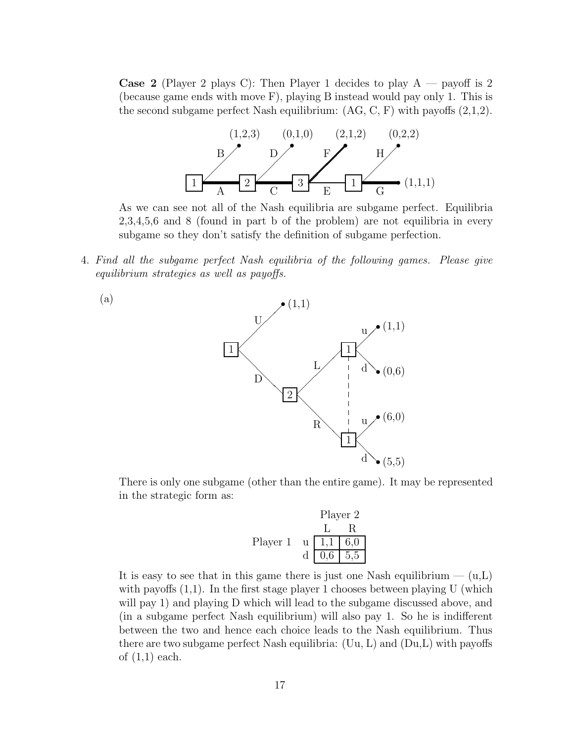**Case 2** (Player 2 plays C): Then Player 1 decides to play A — payoff is 2 (because game ends with move F), playing B instead would pay only 1. This is the second subgame perfect Nash equilibrium: (AG, C, F) with payoffs (2,1,2).

As we can see not all of the Nash equilibria are subgame perfect. Equilibria 2,3,4,5,6 and 8 (found in part b of the problem) are not equilibria in every subgame so they don't satisfy the definition of subgame perfection.

4. *Find all the subgame perfect Nash equilibria of the following games. Please give equilibrium strategies as well as payoffs.*

   (a)

   There is only one subgame (other than the entire game). It may be represented in the strategic form as:

   | | | Player 2 | |
   |---|---|---|---|
   | | | L | R |
   | Player 1 | u | 1,1 | 6,0 |
   | | d | 0,6 | 5,5 |

   It is easy to see that in this game there is just one Nash equilibrium — (u,L) with payoffs (1,1). In the first stage player 1 chooses between playing U (which will pay 1) and playing D which will lead to the subgame discussed above, and (in a subgame perfect Nash equilibrium) will also pay 1. So he is indifferent between the two and hence each choice leads to the Nash equilibrium. Thus there are two subgame perfect Nash equilibria: (Uu, L) and (Du,L) with payoffs of (1,1) each.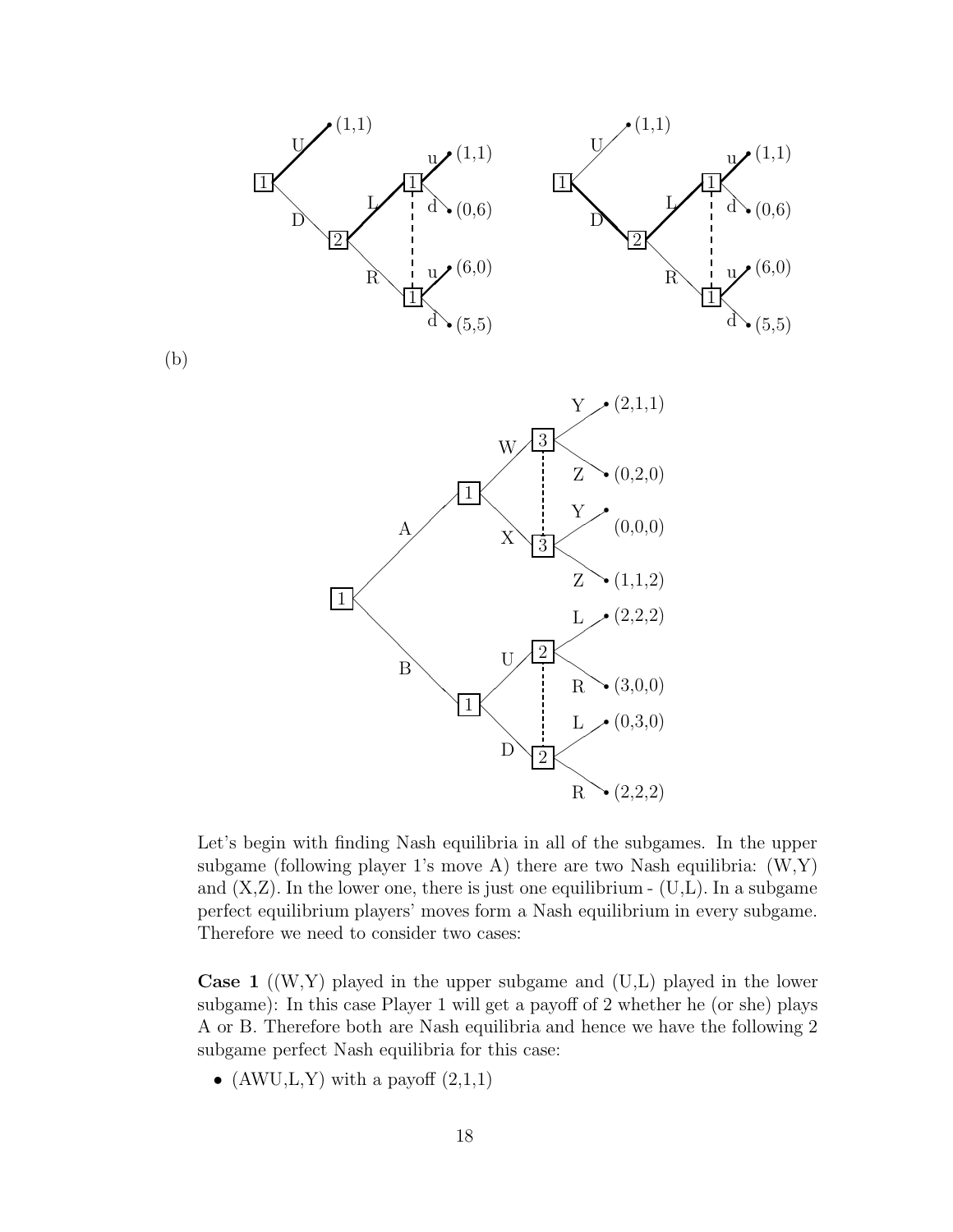(b)

Let's begin with finding Nash equilibria in all of the subgames. In the upper subgame (following player 1's move A) there are two Nash equilibria: (W,Y) and (X,Z). In the lower one, there is just one equilibrium - (U,L). In a subgame perfect equilibrium players' moves form a Nash equilibrium in every subgame. Therefore we need to consider two cases:

**Case 1** ((W,Y) played in the upper subgame and (U,L) played in the lower subgame): In this case Player 1 will get a payoff of 2 whether he (or she) plays A or B. Therefore both are Nash equilibria and hence we have the following 2 subgame perfect Nash equilibria for this case:

- (AWU,L,Y) with a payoff (2,1,1)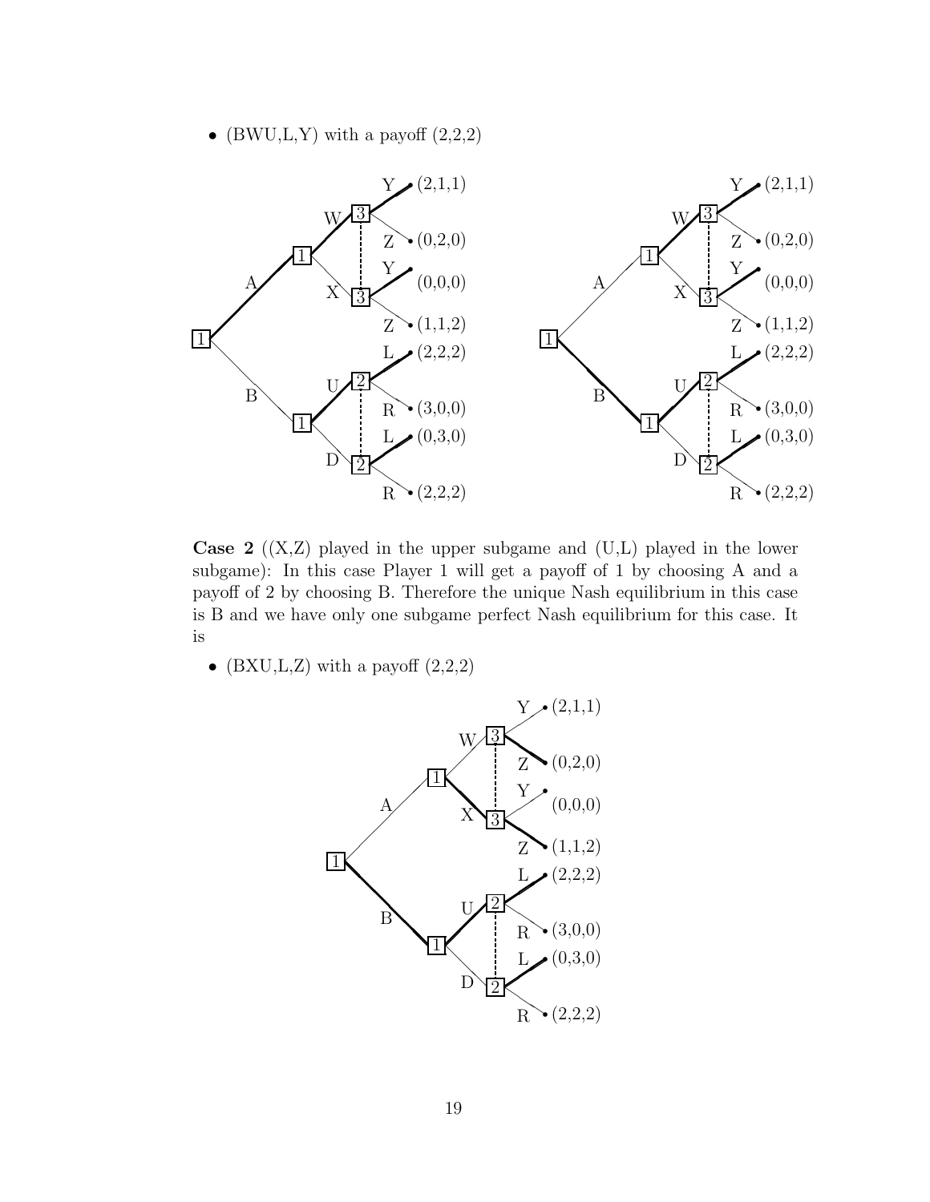- (BWU,L,Y) with a payoff (2,2,2)

**Case 2** ((X,Z) played in the upper subgame and (U,L) played in the lower subgame): In this case Player 1 will get a payoff of 1 by choosing A and a payoff of 2 by choosing B. Therefore the unique Nash equilibrium in this case is B and we have only one subgame perfect Nash equilibrium for this case. It is

- (BXU,L,Z) with a payoff (2,2,2)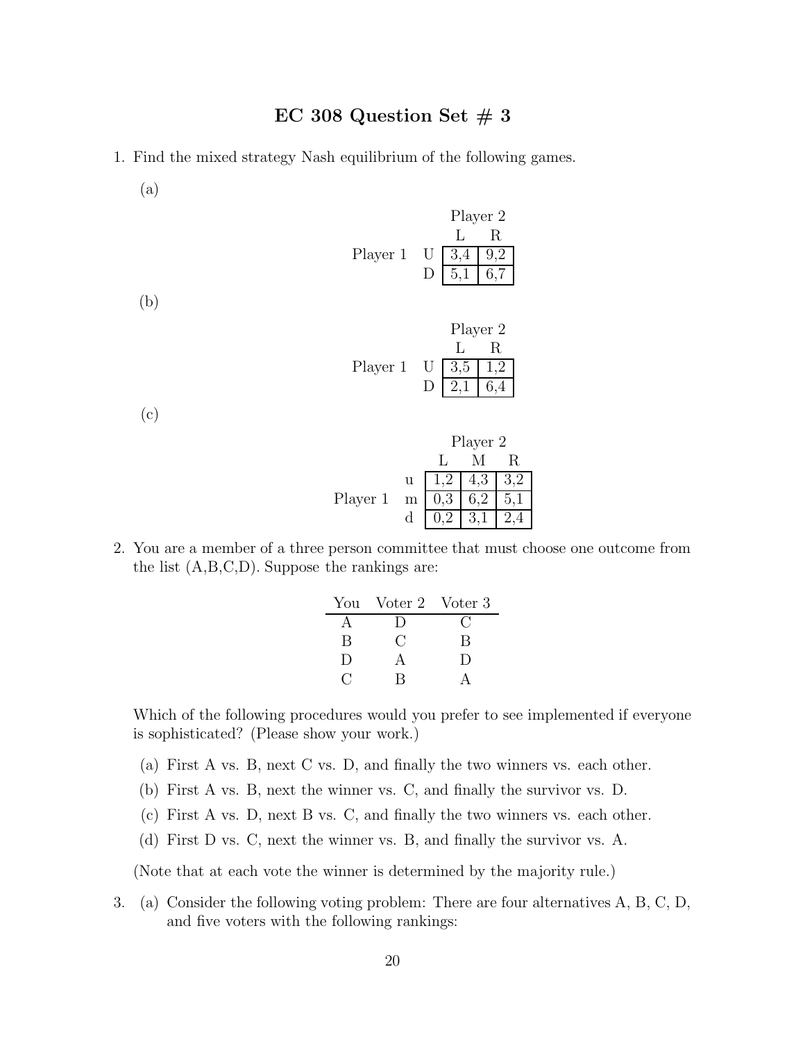# EC 308 Question Set # 3

1. Find the mixed strategy Nash equilibrium of the following games.

   (a)

   | | | Player 2 | |
   |---|---|---|---|
   | | | L | R |
   | Player 1 | U | 3,4 | 9,2 |
   | | D | 5,1 | 6,7 |

   (b)

   | | | Player 2 | |
   |---|---|---|---|
   | | | L | R |
   | Player 1 | U | 3,5 | 1,2 |
   | | D | 2,1 | 6,4 |

   (c)

   | | | Player 2 | | |
   |---|---|---|---|---|
   | | | L | M | R |
   | | u | 1,2 | 4,3 | 3,2 |
   | Player 1 | m | 0,3 | 6,2 | 5,1 |
   | | d | 0,2 | 3,1 | 2,4 |

2. You are a member of a three person committee that must choose one outcome from the list (A,B,C,D). Suppose the rankings are:

   | You | Voter 2 | Voter 3 |
   |---|---|---|
   | A | D | C |
   | B | C | B |
   | D | A | D |
   | C | B | A |

   Which of the following procedures would you prefer to see implemented if everyone is sophisticated? (Please show your work.)

   (a) First A vs. B, next C vs. D, and finally the two winners vs. each other.

   (b) First A vs. B, next the winner vs. C, and finally the survivor vs. D.

   (c) First A vs. D, next B vs. C, and finally the two winners vs. each other.

   (d) First D vs. C, next the winner vs. B, and finally the survivor vs. A.

   (Note that at each vote the winner is determined by the majority rule.)

3. (a) Consider the following voting problem: There are four alternatives A, B, C, D, and five voters with the following rankings: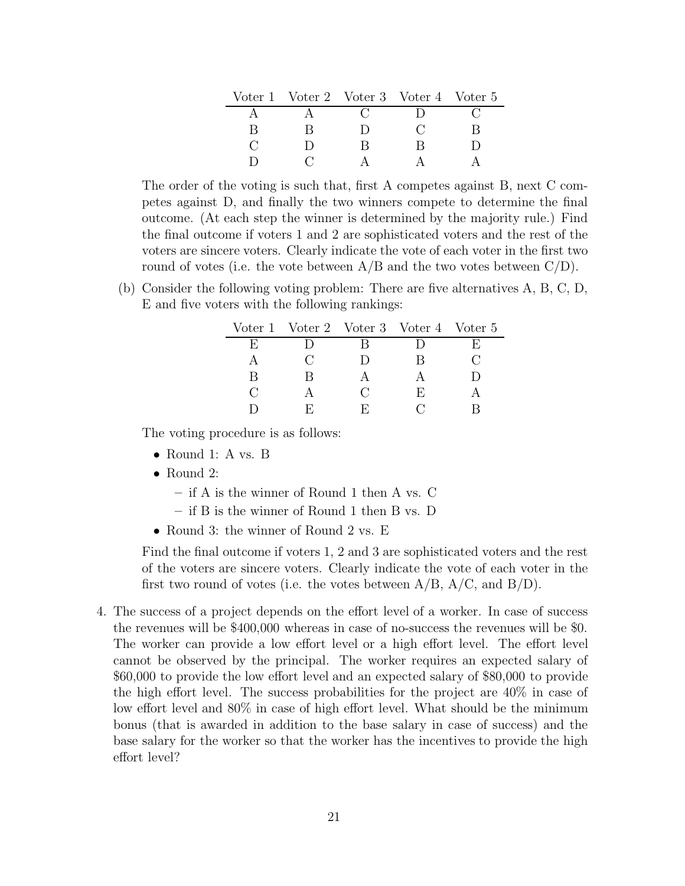| Voter 1 | Voter 2 | Voter 3 | Voter 4 | Voter 5 |
|---|---|---|---|---|
| A | A | C | D | C |
| B | B | D | C | B |
| C | D | B | B | D |
| D | C | A | A | A |

The order of the voting is such that, first A competes against B, next C competes against D, and finally the two winners compete to determine the final outcome. (At each step the winner is determined by the majority rule.) Find the final outcome if voters 1 and 2 are sophisticated voters and the rest of the voters are sincere voters. Clearly indicate the vote of each voter in the first two round of votes (i.e. the vote between A/B and the two votes between C/D).

(b) Consider the following voting problem: There are five alternatives A, B, C, D, E and five voters with the following rankings:

| Voter 1 | Voter 2 | Voter 3 | Voter 4 | Voter 5 |
|---|---|---|---|---|
| E | D | B | D | E |
| A | C | D | B | C |
| B | B | A | A | D |
| C | A | C | E | A |
| D | E | E | C | B |

The voting procedure is as follows:

- Round 1: A vs. B
- Round 2:
  - if A is the winner of Round 1 then A vs. C
  - if B is the winner of Round 1 then B vs. D
- Round 3: the winner of Round 2 vs. E

Find the final outcome if voters 1, 2 and 3 are sophisticated voters and the rest of the voters are sincere voters. Clearly indicate the vote of each voter in the first two round of votes (i.e. the votes between A/B, A/C, and B/D).

4. The success of a project depends on the effort level of a worker. In case of success the revenues will be \$400,000 whereas in case of no-success the revenues will be \$0. The worker can provide a low effort level or a high effort level. The effort level cannot be observed by the principal. The worker requires an expected salary of \$60,000 to provide the low effort level and an expected salary of \$80,000 to provide the high effort level. The success probabilities for the project are 40% in case of low effort level and 80% in case of high effort level. What should be the minimum bonus (that is awarded in addition to the base salary in case of success) and the base salary for the worker so that the worker has the incentives to provide the high effort level?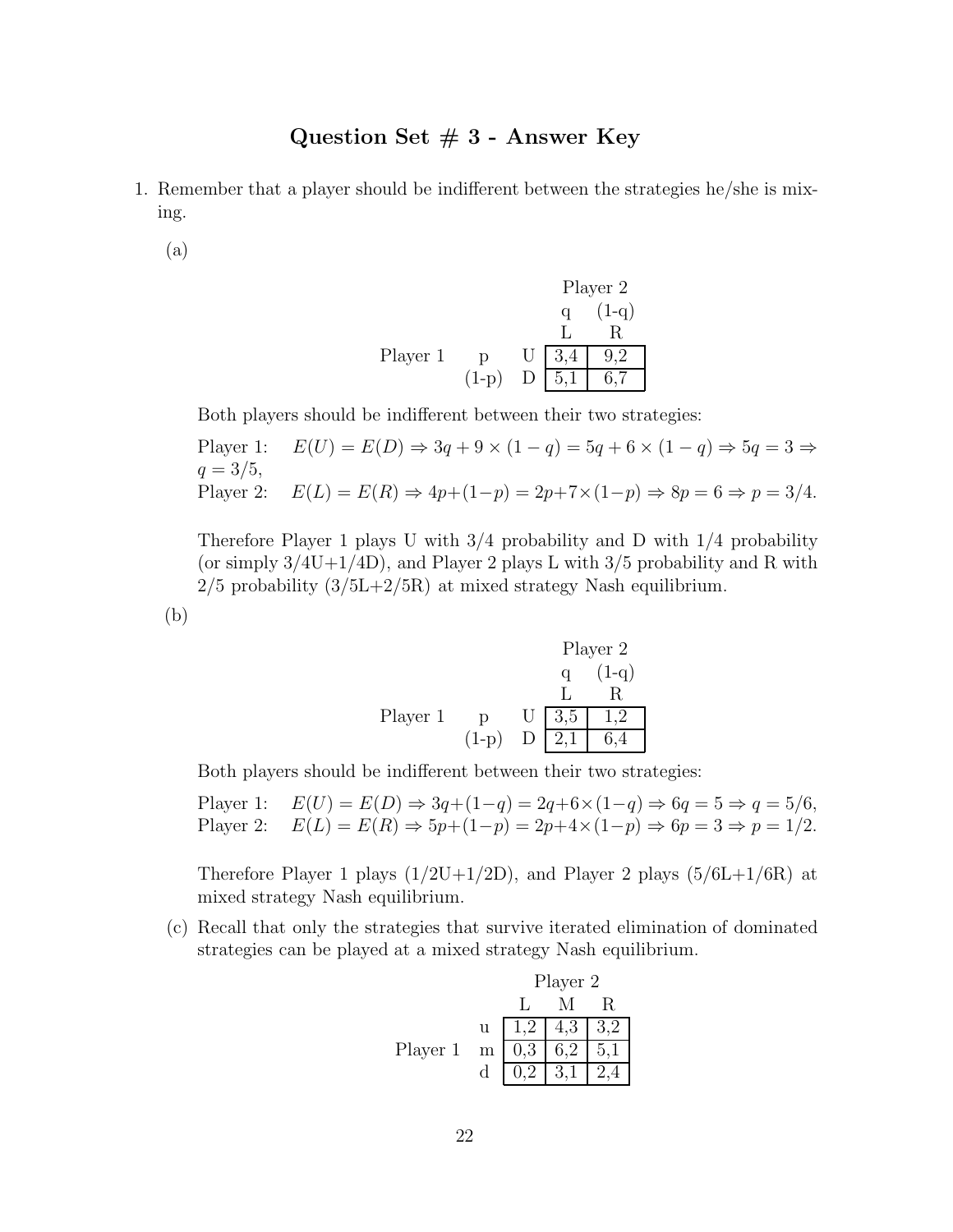## Question Set # 3 - Answer Key

1. Remember that a player should be indifferent between the strategies he/she is mixing.

   (a)

| | | | Player 2 | |
|---|---|---|---|---|
| | | | q | (1-q) |
| | | | L | R |
| Player 1 | p | U | 3,4 | 9,2 |
| | (1-p) | D | 5,1 | 6,7 |

   Both players should be indifferent between their two strategies:

   Player 1: $E(U) = E(D) \Rightarrow 3q + 9 \times (1-q) = 5q + 6 \times (1-q) \Rightarrow 5q = 3 \Rightarrow q = 3/5$,
   Player 2: $E(L) = E(R) \Rightarrow 4p + (1-p) = 2p + 7 \times (1-p) \Rightarrow 8p = 6 \Rightarrow p = 3/4$.

   Therefore Player 1 plays U with 3/4 probability and D with 1/4 probability (or simply 3/4U+1/4D), and Player 2 plays L with 3/5 probability and R with 2/5 probability (3/5L+2/5R) at mixed strategy Nash equilibrium.

   (b)

| | | | Player 2 | |
|---|---|---|---|---|
| | | | q | (1-q) |
| | | | L | R |
| Player 1 | p | U | 3,5 | 1,2 |
| | (1-p) | D | 2,1 | 6,4 |

   Both players should be indifferent between their two strategies:

   Player 1: $E(U) = E(D) \Rightarrow 3q + (1-q) = 2q + 6 \times (1-q) \Rightarrow 6q = 5 \Rightarrow q = 5/6$,
   Player 2: $E(L) = E(R) \Rightarrow 5p + (1-p) = 2p + 4 \times (1-p) \Rightarrow 6p = 3 \Rightarrow p = 1/2$.

   Therefore Player 1 plays (1/2U+1/2D), and Player 2 plays (5/6L+1/6R) at mixed strategy Nash equilibrium.

   (c) Recall that only the strategies that survive iterated elimination of dominated strategies can be played at a mixed strategy Nash equilibrium.

| | | Player 2 | | |
|---|---|---|---|---|
| | | L | M | R |
| | u | 1,2 | 4,3 | 3,2 |
| Player 1 | m | 0,3 | 6,2 | 5,1 |
| | d | 0,2 | 3,1 | 2,4 |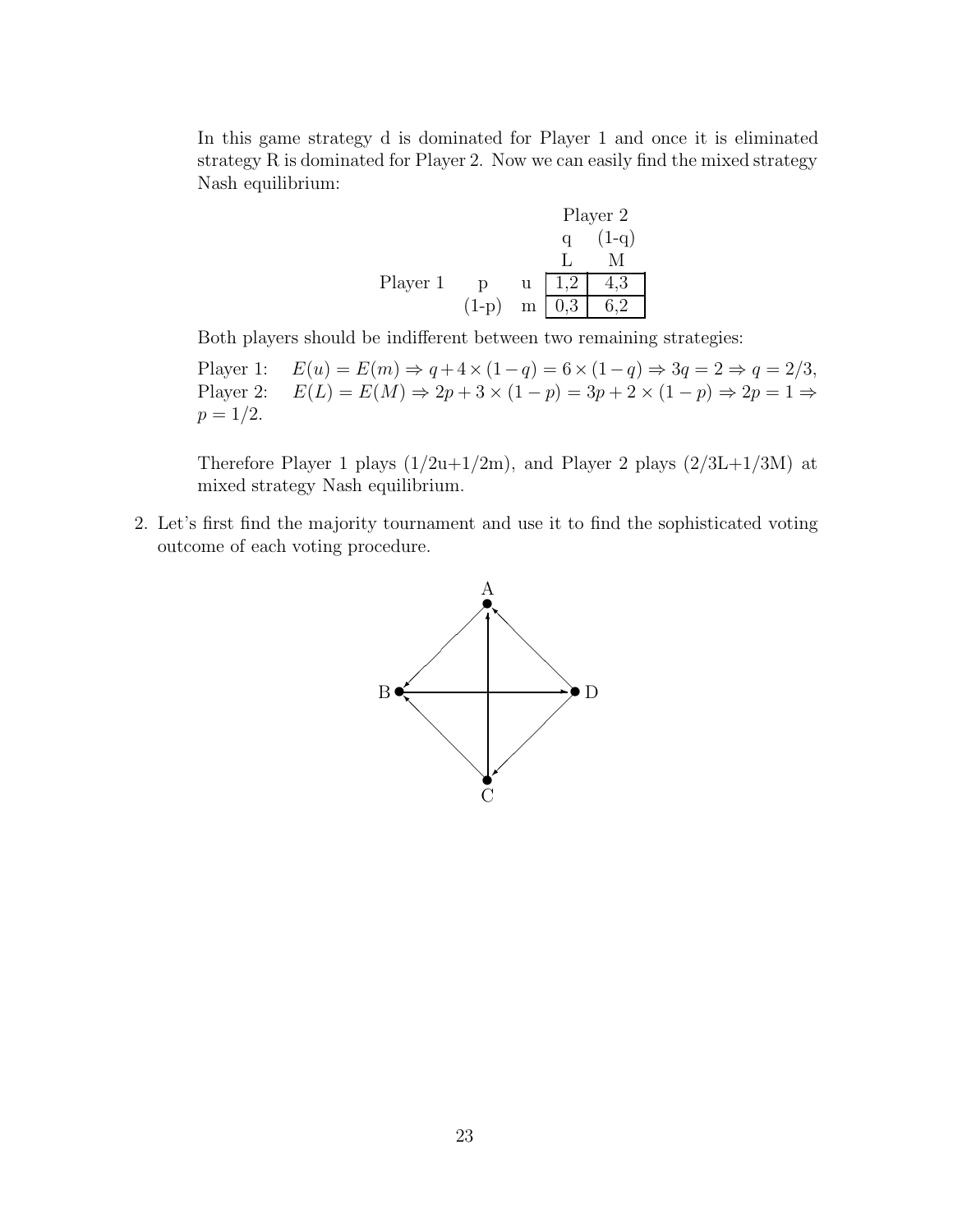In this game strategy d is dominated for Player 1 and once it is eliminated strategy R is dominated for Player 2. Now we can easily find the mixed strategy Nash equilibrium:

| | | | Player 2 | |
|---|---|---|---|---|
| | | | q | (1-q) |
| | | | L | M |
| Player 1 | p | u | 1,2 | 4,3 |
| | (1-p) | m | 0,3 | 6,2 |

Both players should be indifferent between two remaining strategies:

Player 1: $E(u) = E(m) \Rightarrow q + 4 \times (1-q) = 6 \times (1-q) \Rightarrow 3q = 2 \Rightarrow q = 2/3$,
Player 2: $E(L) = E(M) \Rightarrow 2p + 3 \times (1-p) = 3p + 2 \times (1-p) \Rightarrow 2p = 1 \Rightarrow p = 1/2$.

Therefore Player 1 plays (1/2u+1/2m), and Player 2 plays (2/3L+1/3M) at mixed strategy Nash equilibrium.

2. Let's first find the majority tournament and use it to find the sophisticated voting outcome of each voting procedure.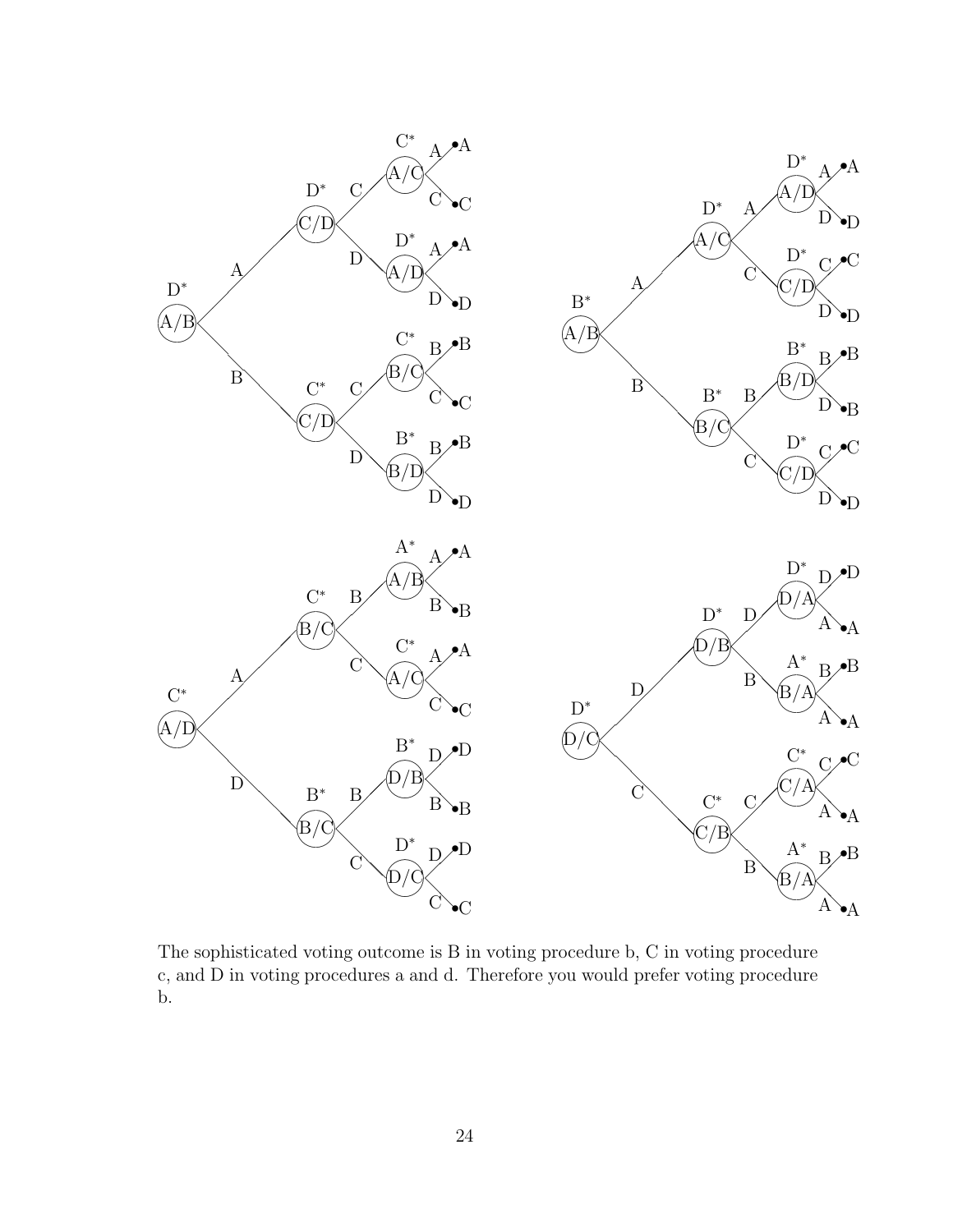The sophisticated voting outcome is B in voting procedure b, C in voting procedure c, and D in voting procedures a and d. Therefore you would prefer voting procedure b.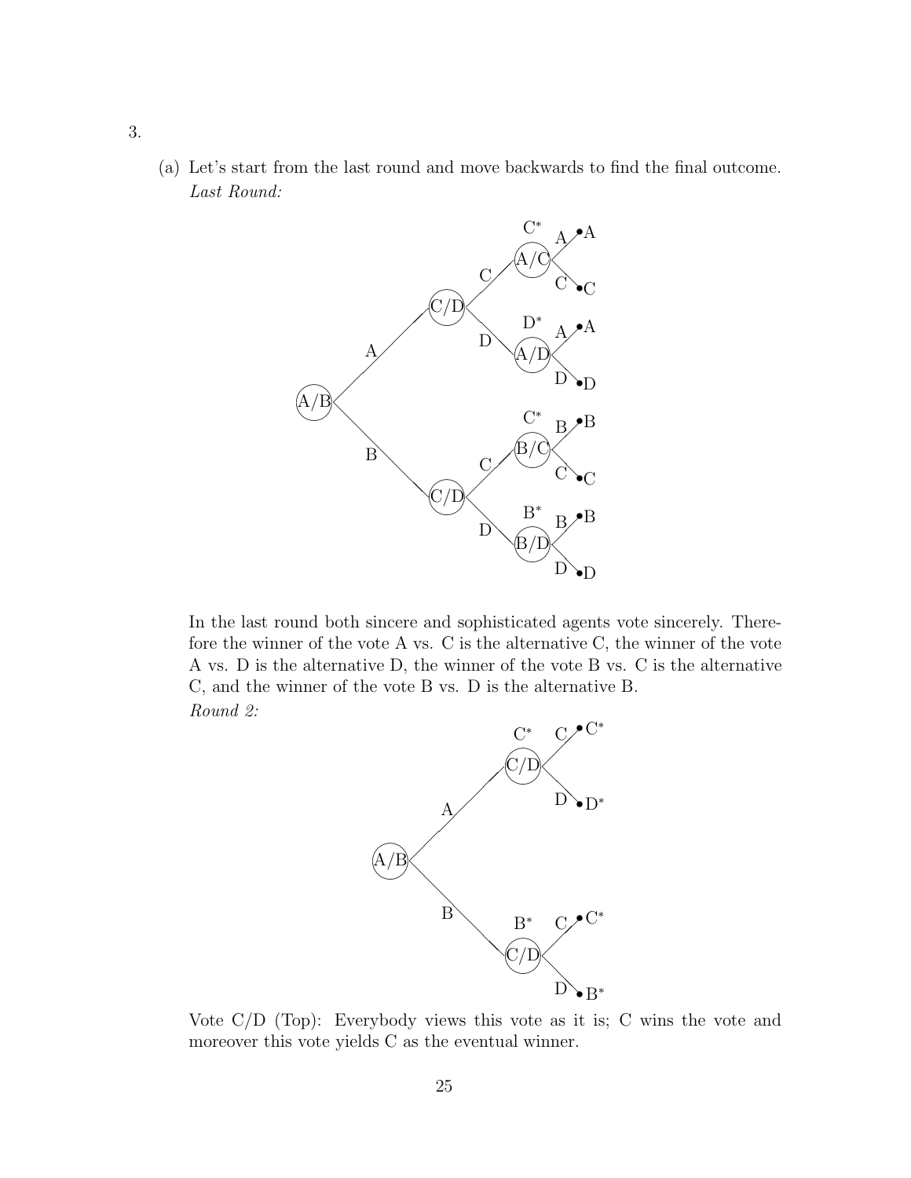3.

(a) Let's start from the last round and move backwards to find the final outcome.

*Last Round:*

In the last round both sincere and sophisticated agents vote sincerely. Therefore the winner of the vote A vs. C is the alternative C, the winner of the vote A vs. D is the alternative D, the winner of the vote B vs. C is the alternative C, and the winner of the vote B vs. D is the alternative B.

*Round 2:*

Vote C/D (Top): Everybody views this vote as it is; C wins the vote and moreover this vote yields C as the eventual winner.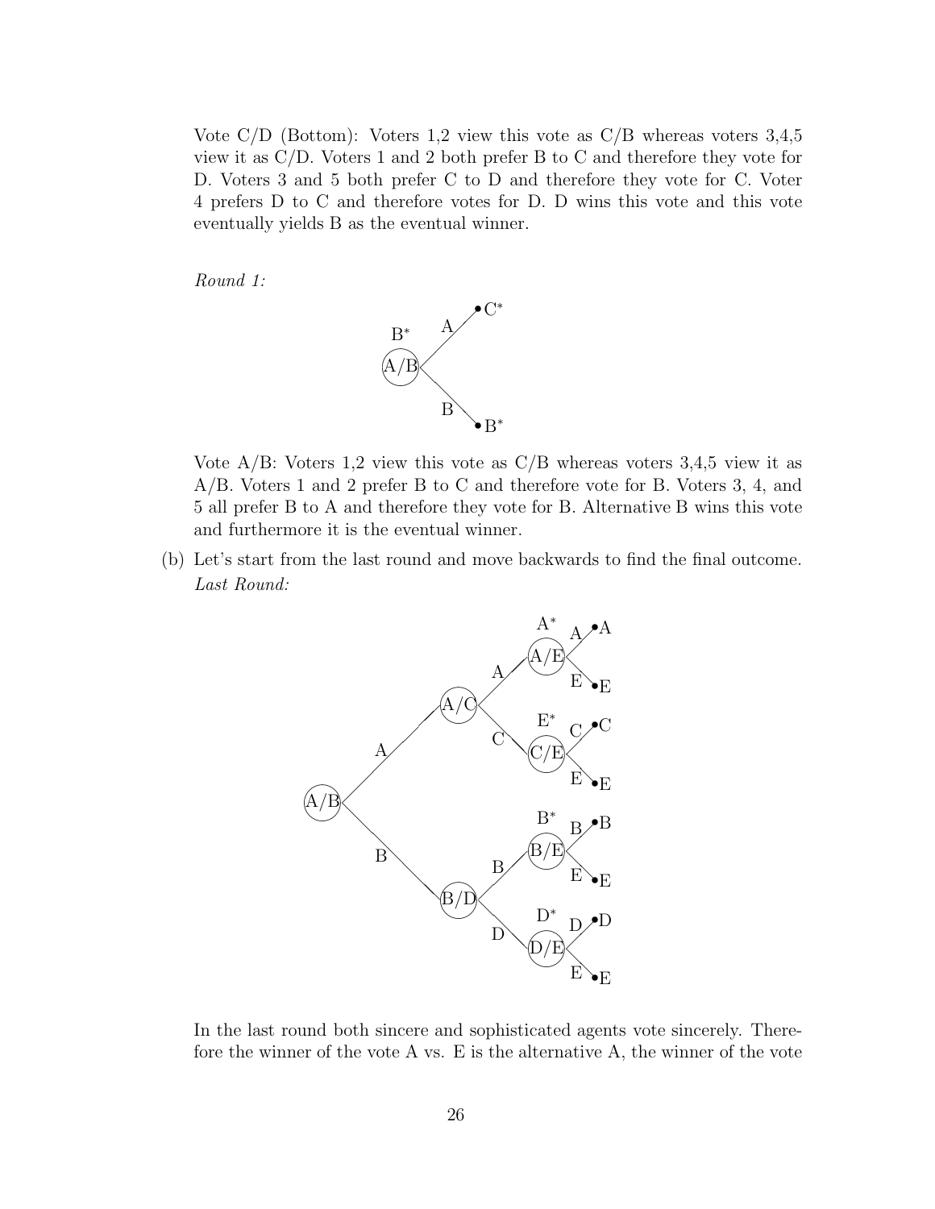Vote C/D (Bottom): Voters 1,2 view this vote as C/B whereas voters 3,4,5 view it as C/D. Voters 1 and 2 both prefer B to C and therefore they vote for D. Voters 3 and 5 both prefer C to D and therefore they vote for C. Voter 4 prefers D to C and therefore votes for D. D wins this vote and this vote eventually yields B as the eventual winner.

*Round 1:*

Vote A/B: Voters 1,2 view this vote as C/B whereas voters 3,4,5 view it as A/B. Voters 1 and 2 prefer B to C and therefore vote for B. Voters 3, 4, and 5 all prefer B to A and therefore they vote for B. Alternative B wins this vote and furthermore it is the eventual winner.

(b) Let's start from the last round and move backwards to find the final outcome.
*Last Round:*

In the last round both sincere and sophisticated agents vote sincerely. Therefore the winner of the vote A vs. E is the alternative A, the winner of the vote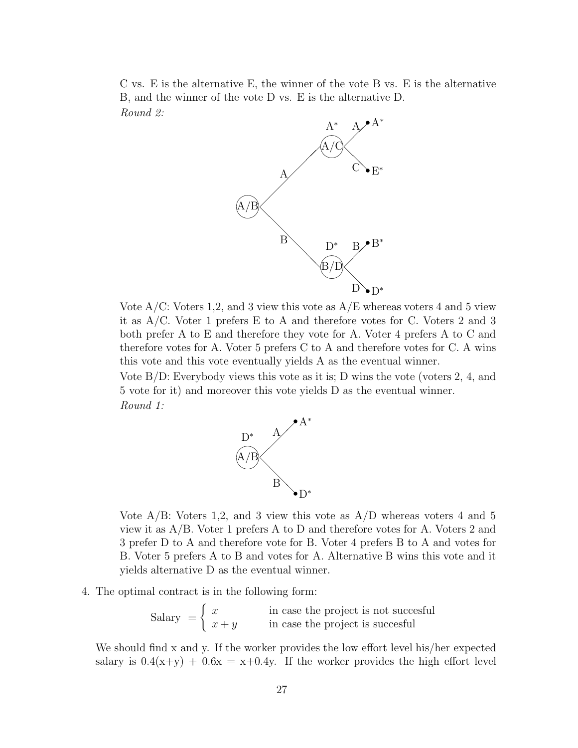C vs. E is the alternative E, the winner of the vote B vs. E is the alternative B, and the winner of the vote D vs. E is the alternative D.

*Round 2:*

Vote A/C: Voters 1,2, and 3 view this vote as A/E whereas voters 4 and 5 view it as A/C. Voter 1 prefers E to A and therefore votes for C. Voters 2 and 3 both prefer A to E and therefore they vote for A. Voter 4 prefers A to C and therefore votes for A. Voter 5 prefers C to A and therefore votes for C. A wins this vote and this vote eventually yields A as the eventual winner.

Vote B/D: Everybody views this vote as it is; D wins the vote (voters 2, 4, and 5 vote for it) and moreover this vote yields D as the eventual winner.

*Round 1:*

Vote A/B: Voters 1,2, and 3 view this vote as A/D whereas voters 4 and 5 view it as A/B. Voter 1 prefers A to D and therefore votes for A. Voters 2 and 3 prefer D to A and therefore vote for B. Voter 4 prefers B to A and votes for B. Voter 5 prefers A to B and votes for A. Alternative B wins this vote and it yields alternative D as the eventual winner.

4. The optimal contract is in the following form:

$$\text{Salary } = \begin{cases} x & \text{in case the project is not succesful} \\ x+y & \text{in case the project is succesful} \end{cases}$$

We should find x and y. If the worker provides the low effort level his/her expected salary is 0.4(x+y) + 0.6x = x+0.4y. If the worker provides the high effort level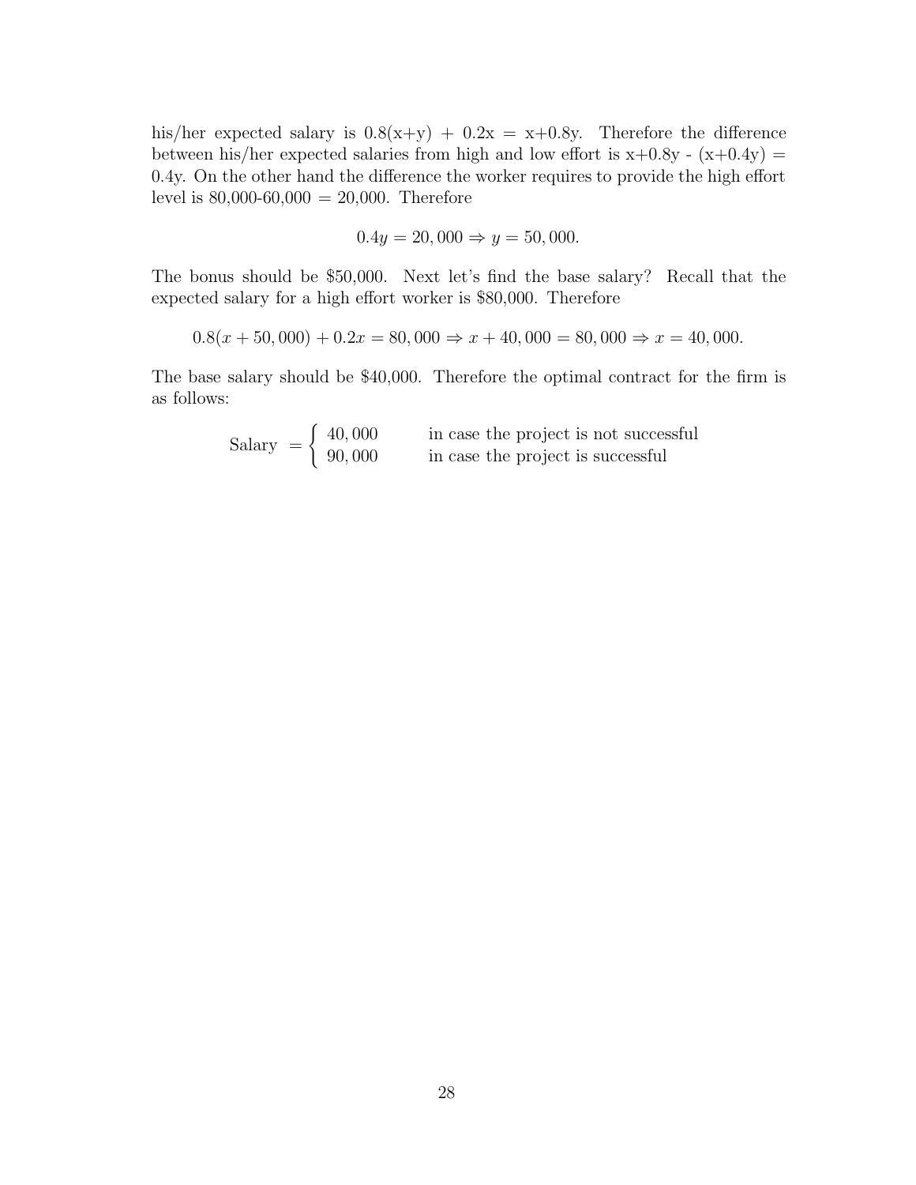his/her expected salary is 0.8(x+y) + 0.2x = x+0.8y. Therefore the difference between his/her expected salaries from high and low effort is x+0.8y - (x+0.4y) = 0.4y. On the other hand the difference the worker requires to provide the high effort level is 80,000-60,000 = 20,000. Therefore

$$0.4y = 20,000 \Rightarrow y = 50,000.$$

The bonus should be \$50,000. Next let's find the base salary? Recall that the expected salary for a high effort worker is \$80,000. Therefore

$$0.8(x + 50,000) + 0.2x = 80,000 \Rightarrow x + 40,000 = 80,000 \Rightarrow x = 40,000.$$

The base salary should be \$40,000. Therefore the optimal contract for the firm is as follows:

$$\text{Salary } = \begin{cases} 40,000 & \text{in case the project is not successful} \\ 90,000 & \text{in case the project is successful} \end{cases}$$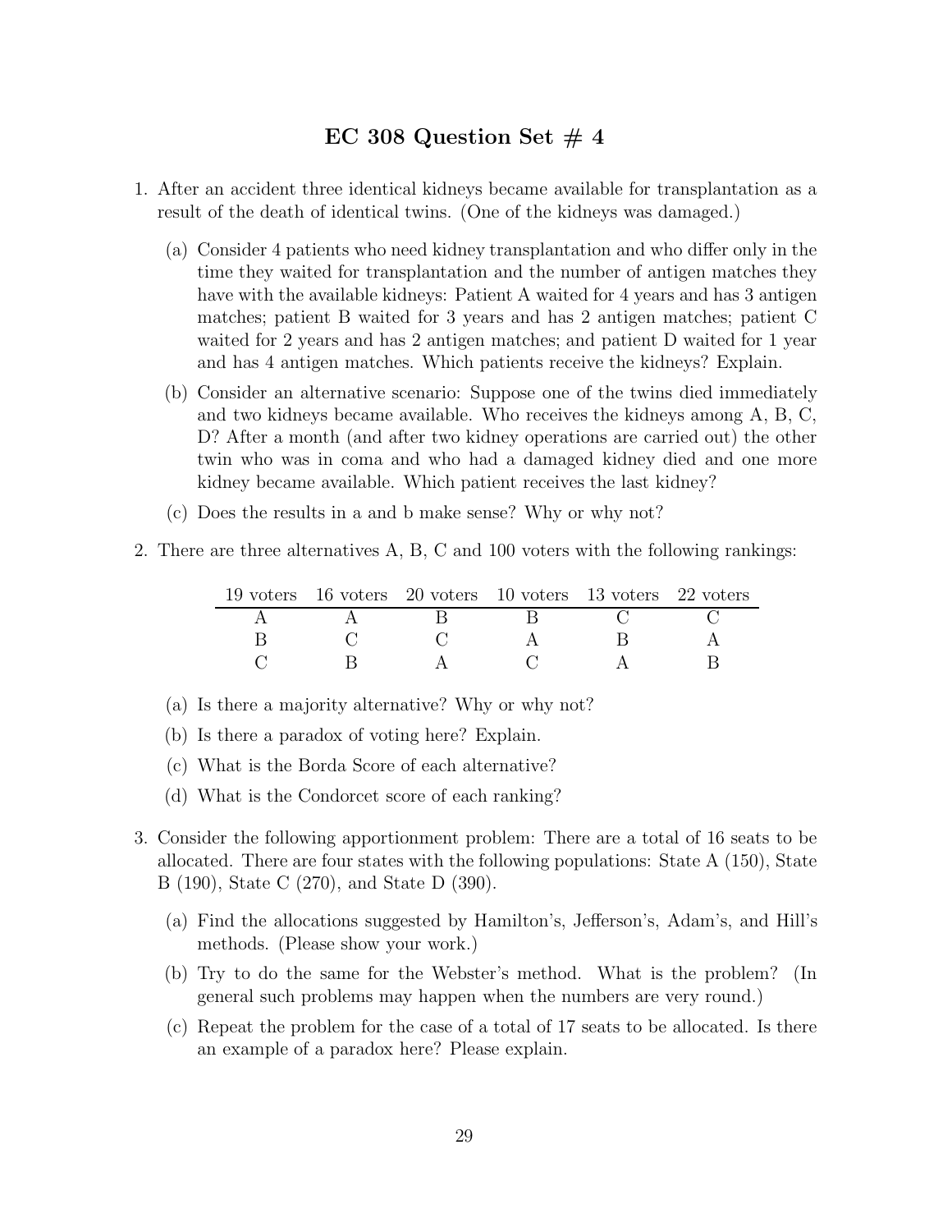# EC 308 Question Set # 4

1. After an accident three identical kidneys became available for transplantation as a result of the death of identical twins. (One of the kidneys was damaged.)

   (a) Consider 4 patients who need kidney transplantation and who differ only in the time they waited for transplantation and the number of antigen matches they have with the available kidneys: Patient A waited for 4 years and has 3 antigen matches; patient B waited for 3 years and has 2 antigen matches; patient C waited for 2 years and has 2 antigen matches; and patient D waited for 1 year and has 4 antigen matches. Which patients receive the kidneys? Explain.

   (b) Consider an alternative scenario: Suppose one of the twins died immediately and two kidneys became available. Who receives the kidneys among A, B, C, D? After a month (and after two kidney operations are carried out) the other twin who was in coma and who had a damaged kidney died and one more kidney became available. Which patient receives the last kidney?

   (c) Does the results in a and b make sense? Why or why not?

2. There are three alternatives A, B, C and 100 voters with the following rankings:

| 19 voters | 16 voters | 20 voters | 10 voters | 13 voters | 22 voters |
|---|---|---|---|---|---|
| A | A | B | B | C | C |
| B | C | C | A | B | A |
| C | B | A | C | A | B |

   (a) Is there a majority alternative? Why or why not?

   (b) Is there a paradox of voting here? Explain.

   (c) What is the Borda Score of each alternative?

   (d) What is the Condorcet score of each ranking?

3. Consider the following apportionment problem: There are a total of 16 seats to be allocated. There are four states with the following populations: State A (150), State B (190), State C (270), and State D (390).

   (a) Find the allocations suggested by Hamilton's, Jefferson's, Adam's, and Hill's methods. (Please show your work.)

   (b) Try to do the same for the Webster's method. What is the problem? (In general such problems may happen when the numbers are very round.)

   (c) Repeat the problem for the case of a total of 17 seats to be allocated. Is there an example of a paradox here? Please explain.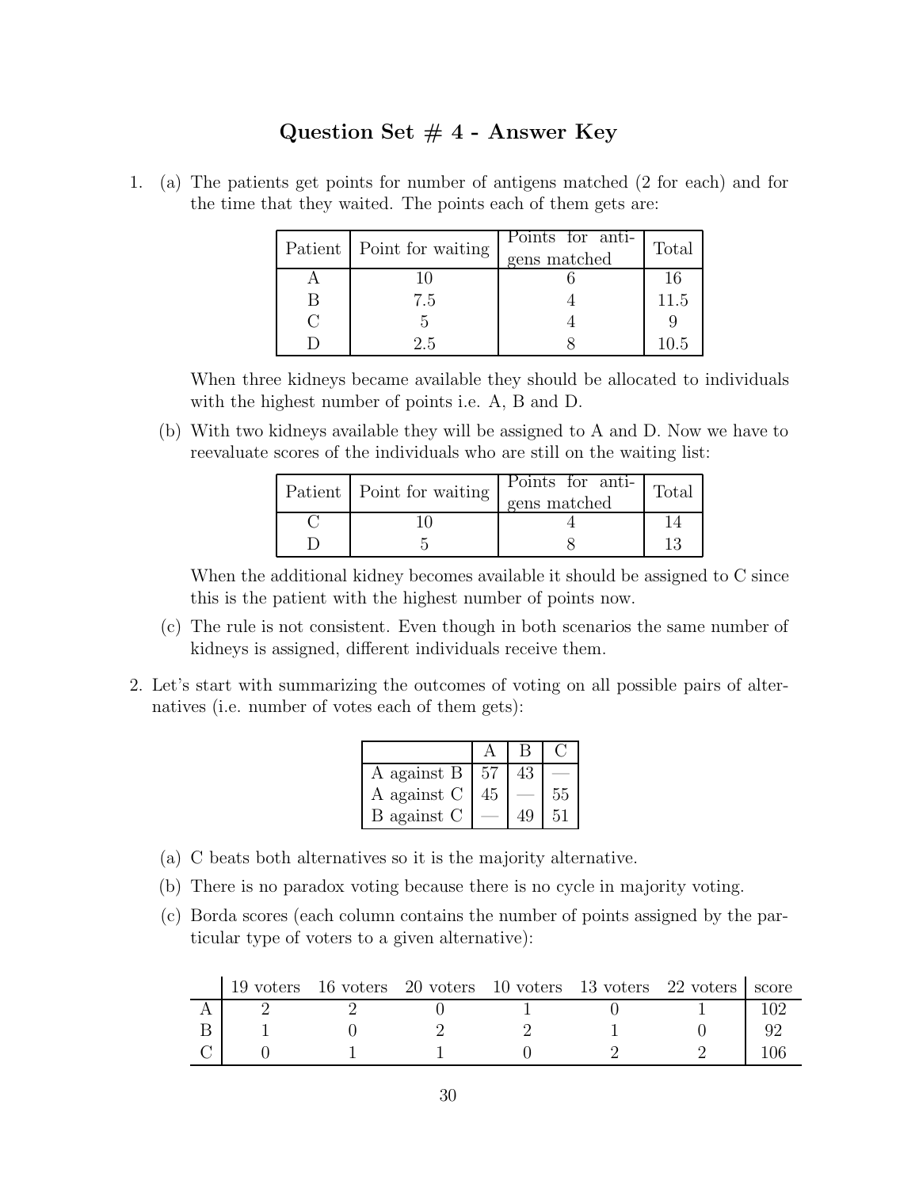## Question Set # 4 - Answer Key

1. (a) The patients get points for number of antigens matched (2 for each) and for the time that they waited. The points each of them gets are:

| Patient | Point for waiting | Points for antigens matched | Total |
|---|---|---|---|
| A | 10 | 6 | 16 |
| B | 7.5 | 4 | 11.5 |
| C | 5 | 4 | 9 |
| D | 2.5 | 8 | 10.5 |

   When three kidneys became available they should be allocated to individuals with the highest number of points i.e. A, B and D.

   (b) With two kidneys available they will be assigned to A and D. Now we have to reevaluate scores of the individuals who are still on the waiting list:

| Patient | Point for waiting | Points for antigens matched | Total |
|---|---|---|---|
| C | 10 | 4 | 14 |
| D | 5 | 8 | 13 |

   When the additional kidney becomes available it should be assigned to C since this is the patient with the highest number of points now.

   (c) The rule is not consistent. Even though in both scenarios the same number of kidneys is assigned, different individuals receive them.

2. Let's start with summarizing the outcomes of voting on all possible pairs of alternatives (i.e. number of votes each of them gets):

| | A | B | C |
|---|---|---|---|
| A against B | 57 | 43 | — |
| A against C | 45 | — | 55 |
| B against C | — | 49 | 51 |

   (a) C beats both alternatives so it is the majority alternative.

   (b) There is no paradox voting because there is no cycle in majority voting.

   (c) Borda scores (each column contains the number of points assigned by the particular type of voters to a given alternative):

| | 19 voters | 16 voters | 20 voters | 10 voters | 13 voters | 22 voters | score |
|---|---|---|---|---|---|---|---|
| A | 2 | 2 | 0 | 1 | 0 | 1 | 102 |
| B | 1 | 0 | 2 | 2 | 1 | 0 | 92 |
| C | 0 | 1 | 1 | 0 | 2 | 2 | 106 |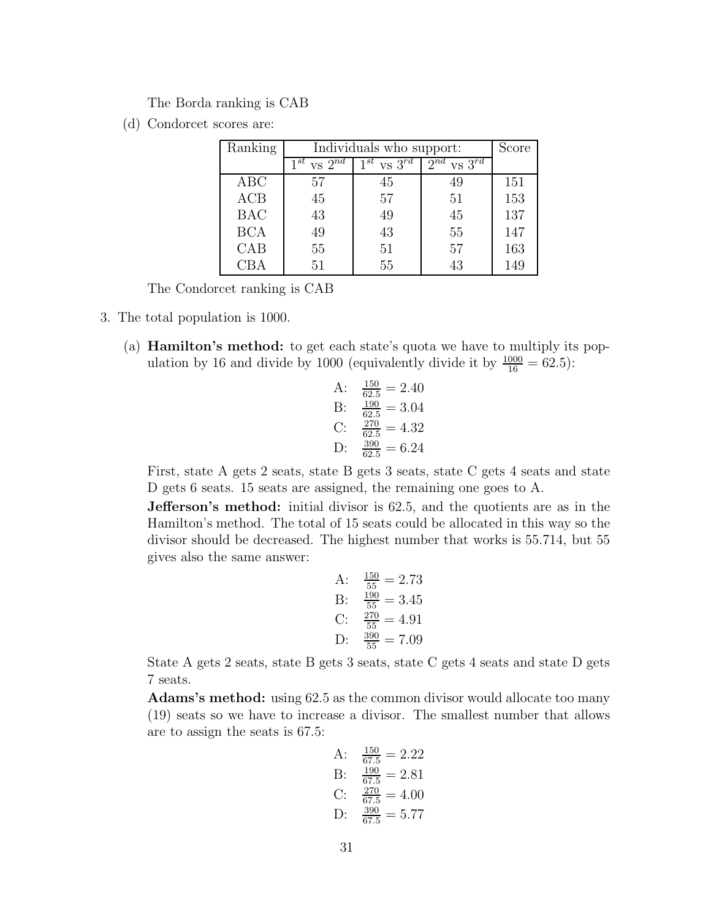The Borda ranking is CAB

(d) Condorcet scores are:

| Ranking | Individuals who support: | | | Score |
|---|---|---|---|---|
| | $1^{st}$ vs $2^{nd}$ | $1^{st}$ vs $3^{rd}$ | $2^{nd}$ vs $3^{rd}$ | |
| ABC | 57 | 45 | 49 | 151 |
| ACB | 45 | 57 | 51 | 153 |
| BAC | 43 | 49 | 45 | 137 |
| BCA | 49 | 43 | 55 | 147 |
| CAB | 55 | 51 | 57 | 163 |
| CBA | 51 | 55 | 43 | 149 |

The Condorcet ranking is CAB

3. The total population is 1000.

(a) **Hamilton's method:** to get each state's quota we have to multiply its population by 16 and divide by 1000 (equivalently divide it by $\frac{1000}{16} = 62.5$):

$$\begin{array}{ll} \text{A:} & \frac{150}{62.5} = 2.40 \\ \text{B:} & \frac{190}{62.5} = 3.04 \\ \text{C:} & \frac{270}{62.5} = 4.32 \\ \text{D:} & \frac{390}{62.5} = 6.24 \end{array}$$

First, state A gets 2 seats, state B gets 3 seats, state C gets 4 seats and state D gets 6 seats. 15 seats are assigned, the remaining one goes to A.

**Jefferson's method:** initial divisor is 62.5, and the quotients are as in the Hamilton's method. The total of 15 seats could be allocated in this way so the divisor should be decreased. The highest number that works is 55.714, but 55 gives also the same answer:

$$\begin{array}{ll} \text{A:} & \frac{150}{55} = 2.73 \\ \text{B:} & \frac{190}{55} = 3.45 \\ \text{C:} & \frac{270}{55} = 4.91 \\ \text{D:} & \frac{390}{55} = 7.09 \end{array}$$

State A gets 2 seats, state B gets 3 seats, state C gets 4 seats and state D gets 7 seats.

**Adams's method:** using 62.5 as the common divisor would allocate too many (19) seats so we have to increase a divisor. The smallest number that allows are to assign the seats is 67.5:

$$\begin{array}{ll} \text{A:} & \frac{150}{67.5} = 2.22 \\ \text{B:} & \frac{190}{67.5} = 2.81 \\ \text{C:} & \frac{270}{67.5} = 4.00 \\ \text{D:} & \frac{390}{67.5} = 5.77 \end{array}$$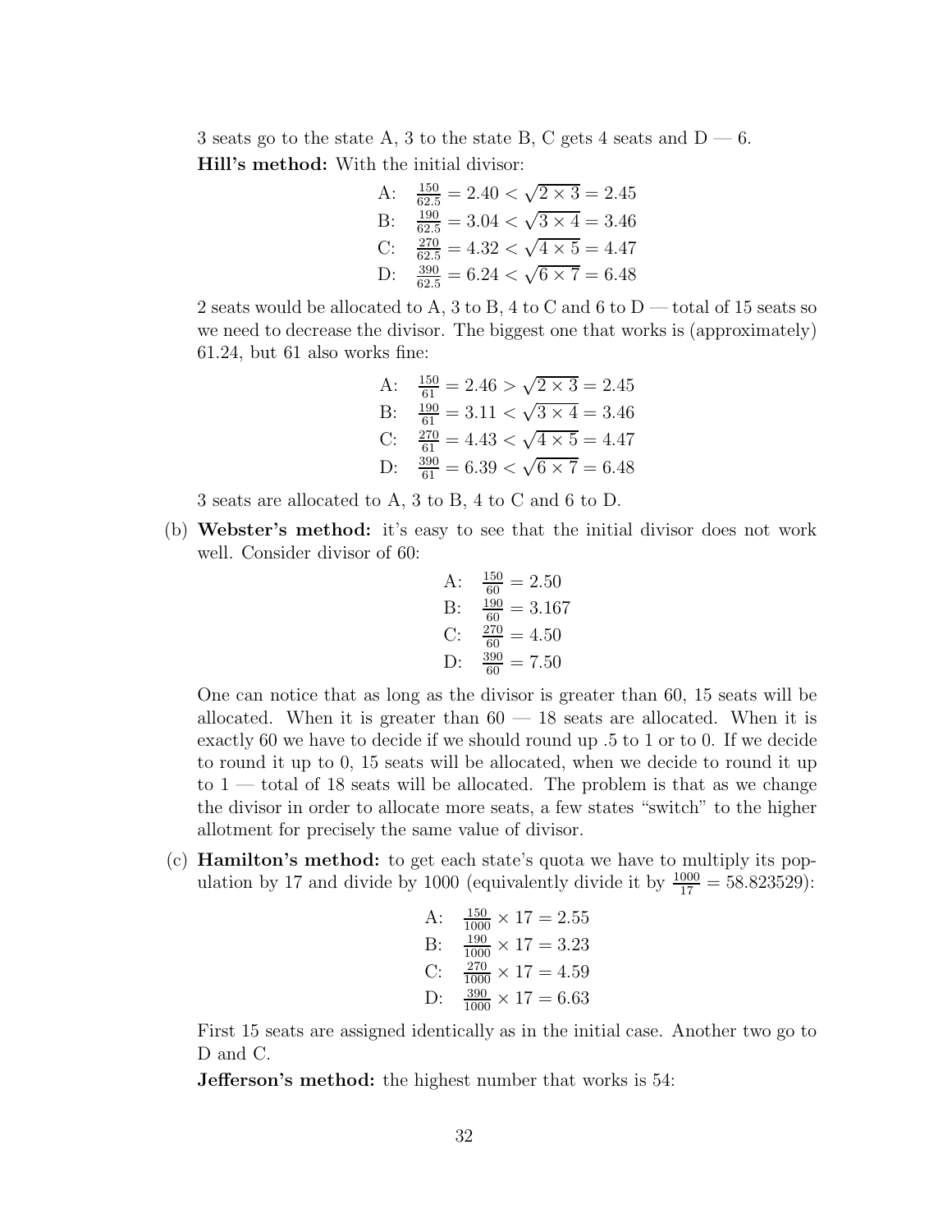3 seats go to the state A, 3 to the state B, C gets 4 seats and D — 6.

**Hill's method:** With the initial divisor:

$$
\begin{aligned}
&\text{A:} \quad \tfrac{150}{62.5} = 2.40 < \sqrt{2 \times 3} = 2.45 \\
&\text{B:} \quad \tfrac{190}{62.5} = 3.04 < \sqrt{3 \times 4} = 3.46 \\
&\text{C:} \quad \tfrac{270}{62.5} = 4.32 < \sqrt{4 \times 5} = 4.47 \\
&\text{D:} \quad \tfrac{390}{62.5} = 6.24 < \sqrt{6 \times 7} = 6.48
\end{aligned}
$$

2 seats would be allocated to A, 3 to B, 4 to C and 6 to D — total of 15 seats so we need to decrease the divisor. The biggest one that works is (approximately) 61.24, but 61 also works fine:

$$
\begin{aligned}
&\text{A:} \quad \tfrac{150}{61} = 2.46 > \sqrt{2 \times 3} = 2.45 \\
&\text{B:} \quad \tfrac{190}{61} = 3.11 < \sqrt{3 \times 4} = 3.46 \\
&\text{C:} \quad \tfrac{270}{61} = 4.43 < \sqrt{4 \times 5} = 4.47 \\
&\text{D:} \quad \tfrac{390}{61} = 6.39 < \sqrt{6 \times 7} = 6.48
\end{aligned}
$$

3 seats are allocated to A, 3 to B, 4 to C and 6 to D.

(b) **Webster's method:** it's easy to see that the initial divisor does not work well. Consider divisor of 60:

$$
\begin{aligned}
&\text{A:} \quad \tfrac{150}{60} = 2.50 \\
&\text{B:} \quad \tfrac{190}{60} = 3.167 \\
&\text{C:} \quad \tfrac{270}{60} = 4.50 \\
&\text{D:} \quad \tfrac{390}{60} = 7.50
\end{aligned}
$$

One can notice that as long as the divisor is greater than 60, 15 seats will be allocated. When it is greater than 60 — 18 seats are allocated. When it is exactly 60 we have to decide if we should round up .5 to 1 or to 0. If we decide to round it up to 0, 15 seats will be allocated, when we decide to round it up to 1 — total of 18 seats will be allocated. The problem is that as we change the divisor in order to allocate more seats, a few states "switch" to the higher allotment for precisely the same value of divisor.

(c) **Hamilton's method:** to get each state's quota we have to multiply its population by 17 and divide by 1000 (equivalently divide it by $\frac{1000}{17} = 58.823529$):

$$
\begin{aligned}
&\text{A:} \quad \tfrac{150}{1000} \times 17 = 2.55 \\
&\text{B:} \quad \tfrac{190}{1000} \times 17 = 3.23 \\
&\text{C:} \quad \tfrac{270}{1000} \times 17 = 4.59 \\
&\text{D:} \quad \tfrac{390}{1000} \times 17 = 6.63
\end{aligned}
$$

First 15 seats are assigned identically as in the initial case. Another two go to D and C.

**Jefferson's method:** the highest number that works is 54: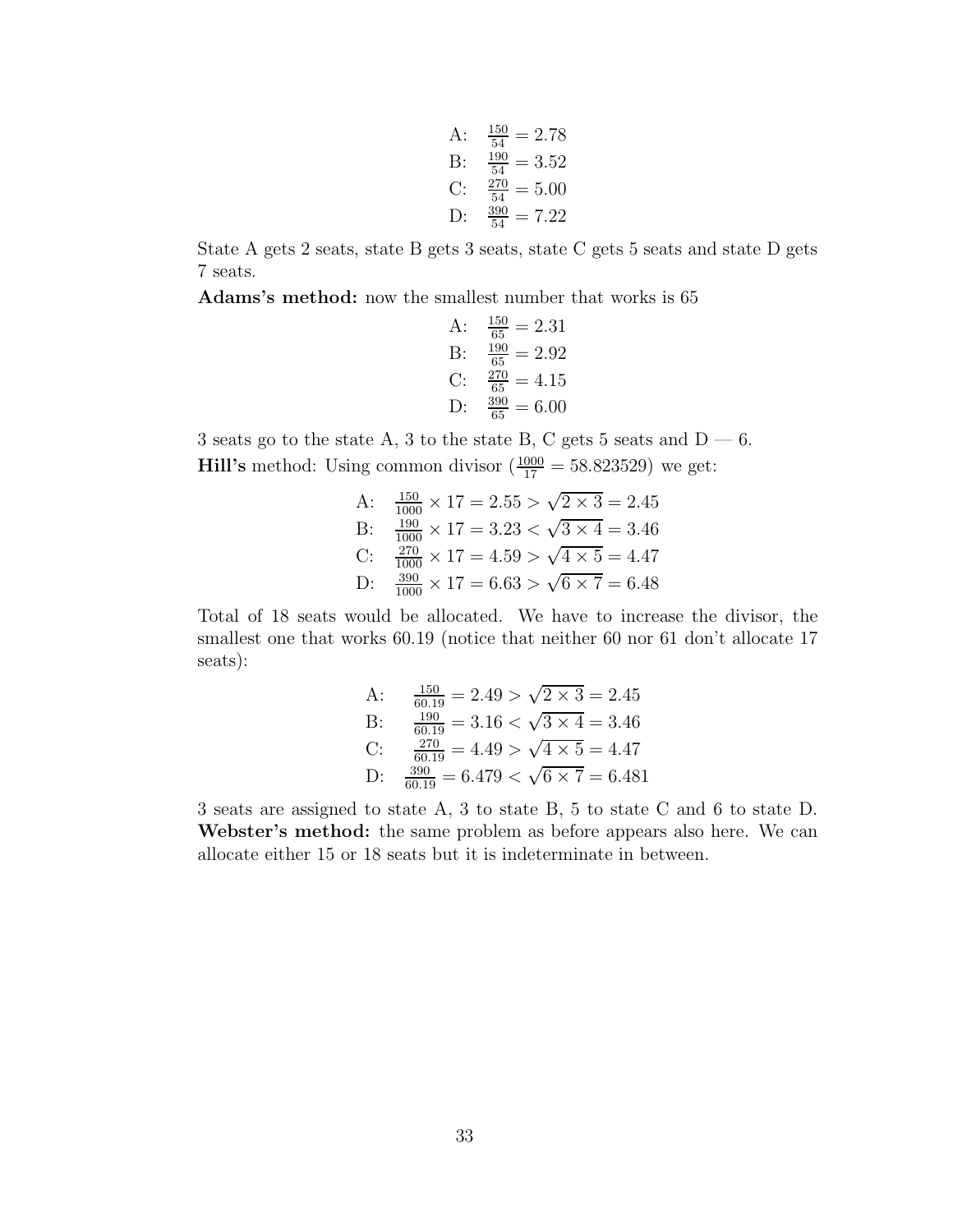$$\begin{array}{ll} \text{A:} & \frac{150}{54} = 2.78 \\ \text{B:} & \frac{190}{54} = 3.52 \\ \text{C:} & \frac{270}{54} = 5.00 \\ \text{D:} & \frac{390}{54} = 7.22 \end{array}$$

State A gets 2 seats, state B gets 3 seats, state C gets 5 seats and state D gets 7 seats.

**Adams's method:** now the smallest number that works is 65

$$\begin{array}{ll} \text{A:} & \frac{150}{65} = 2.31 \\ \text{B:} & \frac{190}{65} = 2.92 \\ \text{C:} & \frac{270}{65} = 4.15 \\ \text{D:} & \frac{390}{65} = 6.00 \end{array}$$

3 seats go to the state A, 3 to the state B, C gets 5 seats and D — 6.

**Hill's** method: Using common divisor ($\frac{1000}{17} = 58.823529$) we get:

$$\begin{array}{ll} \text{A:} & \frac{150}{1000} \times 17 = 2.55 > \sqrt{2 \times 3} = 2.45 \\ \text{B:} & \frac{190}{1000} \times 17 = 3.23 < \sqrt{3 \times 4} = 3.46 \\ \text{C:} & \frac{270}{1000} \times 17 = 4.59 > \sqrt{4 \times 5} = 4.47 \\ \text{D:} & \frac{390}{1000} \times 17 = 6.63 > \sqrt{6 \times 7} = 6.48 \end{array}$$

Total of 18 seats would be allocated. We have to increase the divisor, the smallest one that works 60.19 (notice that neither 60 nor 61 don't allocate 17 seats):

$$\begin{array}{ll} \text{A:} & \frac{150}{60.19} = 2.49 > \sqrt{2 \times 3} = 2.45 \\ \text{B:} & \frac{190}{60.19} = 3.16 < \sqrt{3 \times 4} = 3.46 \\ \text{C:} & \frac{270}{60.19} = 4.49 > \sqrt{4 \times 5} = 4.47 \\ \text{D:} & \frac{390}{60.19} = 6.479 < \sqrt{6 \times 7} = 6.481 \end{array}$$

3 seats are assigned to state A, 3 to state B, 5 to state C and 6 to state D.

**Webster's method:** the same problem as before appears also here. We can allocate either 15 or 18 seats but it is indeterminate in between.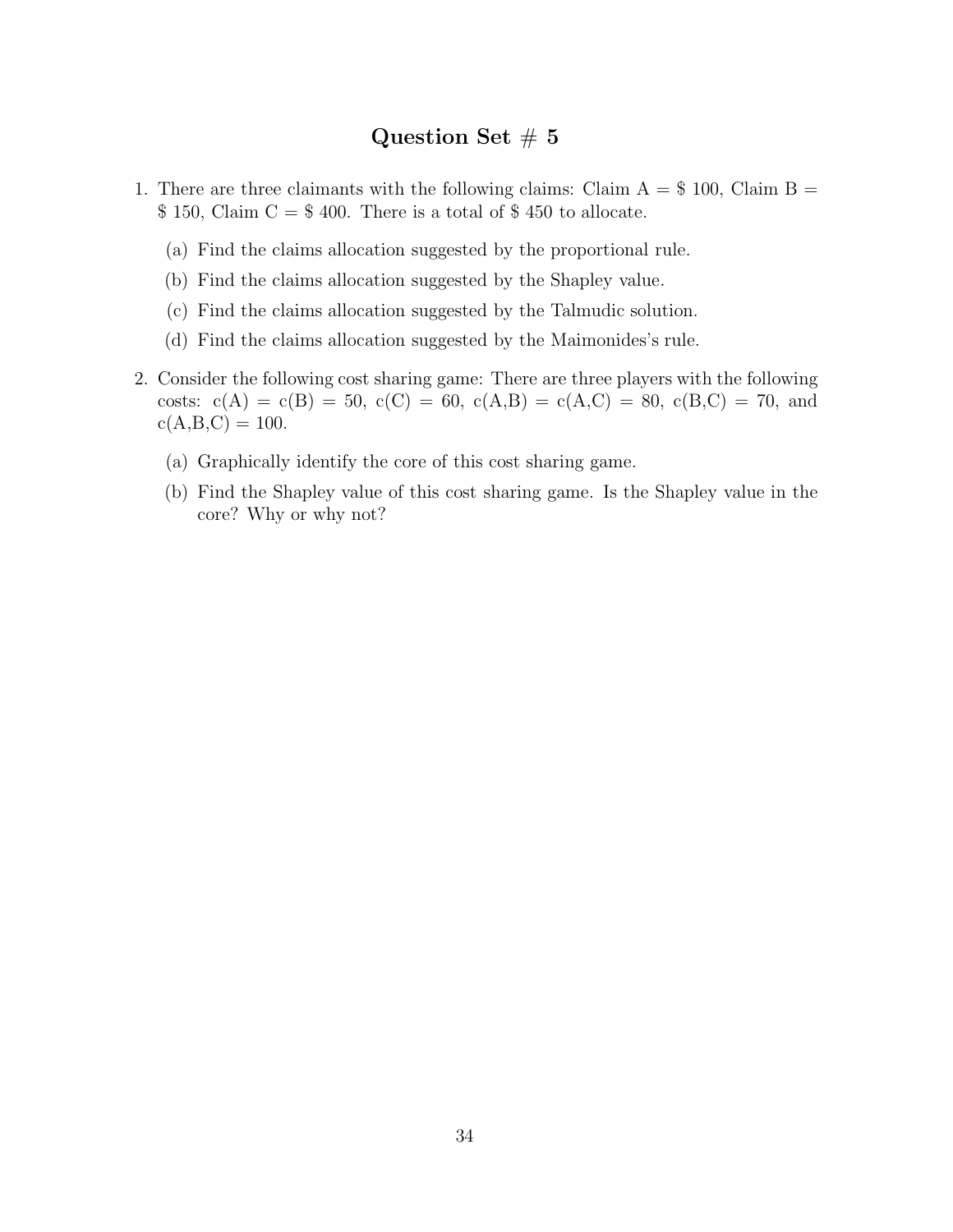## Question Set # 5

1. There are three claimants with the following claims: Claim A = \$ 100, Claim B = \$ 150, Claim C = \$ 400. There is a total of \$ 450 to allocate.

   (a) Find the claims allocation suggested by the proportional rule.

   (b) Find the claims allocation suggested by the Shapley value.

   (c) Find the claims allocation suggested by the Talmudic solution.

   (d) Find the claims allocation suggested by the Maimonides's rule.

2. Consider the following cost sharing game: There are three players with the following costs: c(A) = c(B) = 50, c(C) = 60, c(A,B) = c(A,C) = 80, c(B,C) = 70, and c(A,B,C) = 100.

   (a) Graphically identify the core of this cost sharing game.

   (b) Find the Shapley value of this cost sharing game. Is the Shapley value in the core? Why or why not?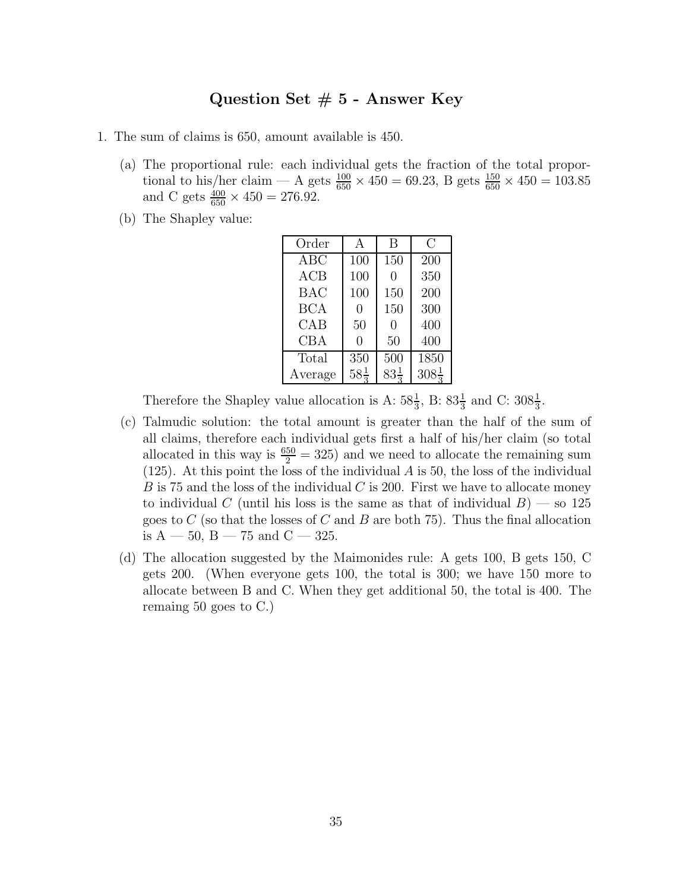## Question Set # 5 - Answer Key

1. The sum of claims is 650, amount available is 450.

   (a) The proportional rule: each individual gets the fraction of the total proportional to his/her claim — A gets $\frac{100}{650} \times 450 = 69.23$, B gets $\frac{150}{650} \times 450 = 103.85$ and C gets $\frac{400}{650} \times 450 = 276.92$.

   (b) The Shapley value:

   | Order | A | B | C |
   |---|---|---|---|
   | ABC | 100 | 150 | 200 |
   | ACB | 100 | 0 | 350 |
   | BAC | 100 | 150 | 200 |
   | BCA | 0 | 150 | 300 |
   | CAB | 50 | 0 | 400 |
   | CBA | 0 | 50 | 400 |
   | Total | 350 | 500 | 1850 |
   | Average | $58\frac{1}{3}$ | $83\frac{1}{3}$ | $308\frac{1}{3}$ |

   Therefore the Shapley value allocation is A: $58\frac{1}{3}$, B: $83\frac{1}{3}$ and C: $308\frac{1}{3}$.

   (c) Talmudic solution: the total amount is greater than the half of the sum of all claims, therefore each individual gets first a half of his/her claim (so total allocated in this way is $\frac{650}{2} = 325$) and we need to allocate the remaining sum (125). At this point the loss of the individual $A$ is 50, the loss of the individual $B$ is 75 and the loss of the individual $C$ is 200. First we have to allocate money to individual $C$ (until his loss is the same as that of individual $B$) — so 125 goes to $C$ (so that the losses of $C$ and $B$ are both 75). Thus the final allocation is A — 50, B — 75 and C — 325.

   (d) The allocation suggested by the Maimonides rule: A gets 100, B gets 150, C gets 200. (When everyone gets 100, the total is 300; we have 150 more to allocate between B and C. When they get additional 50, the total is 400. The remaing 50 goes to C.)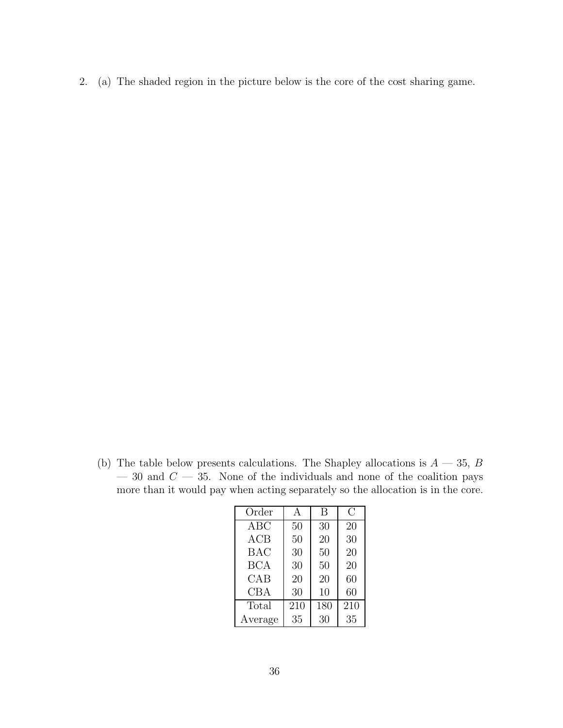2. (a) The shaded region in the picture below is the core of the cost sharing game.

   (b) The table below presents calculations. The Shapley allocations is $A$ — 35, $B$ — 30 and $C$ — 35. None of the individuals and none of the coalition pays more than it would pay when acting separately so the allocation is in the core.

| Order | A | B | C |
|---|---|---|---|
| ABC | 50 | 30 | 20 |
| ACB | 50 | 20 | 30 |
| BAC | 30 | 50 | 20 |
| BCA | 30 | 50 | 20 |
| CAB | 20 | 20 | 60 |
| CBA | 30 | 10 | 60 |
| Total | 210 | 180 | 210 |
| Average | 35 | 30 | 35 |